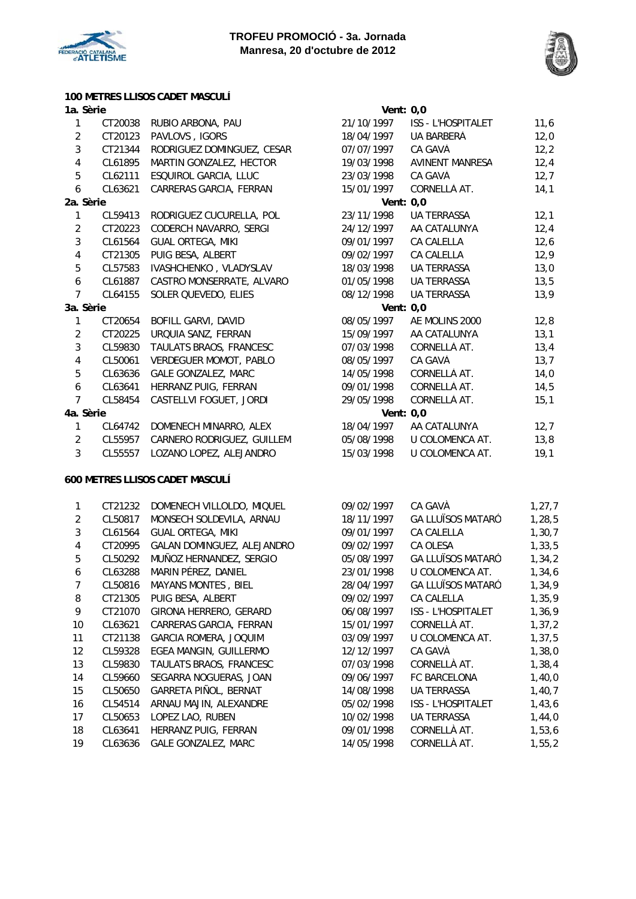# TROFEU PROMOCIÓ - 3a. Jornada
**Manresa, 20 d'octubre de 2012**

## 100 METRES LLISOS CADET MASCULÍ

**1a. Sèrie** — Vent: 0,0

| | | | | | |
|---|---|---|---|---|---|
| 1 | CT20038 | RUBIO ARBONA, PAU | 21/10/1997 | ISS - L'HOSPITALET | 11,6 |
| 2 | CT20123 | PAVLOVS , IGORS | 18/04/1997 | UA BARBERÀ | 12,0 |
| 3 | CT21344 | RODRIGUEZ DOMINGUEZ, CESAR | 07/07/1997 | CA GAVÀ | 12,2 |
| 4 | CL61895 | MARTIN GONZALEZ, HECTOR | 19/03/1998 | AVINENT MANRESA | 12,4 |
| 5 | CL62111 | ESQUIROL GARCIA, LLUC | 23/03/1998 | CA GAVÀ | 12,7 |
| 6 | CL63621 | CARRERAS GARCIA, FERRAN | 15/01/1997 | CORNELLÀ AT. | 14,1 |

**2a. Sèrie** — Vent: 0,0

| | | | | | |
|---|---|---|---|---|---|
| 1 | CL59413 | RODRIGUEZ CUCURELLA, POL | 23/11/1998 | UA TERRASSA | 12,1 |
| 2 | CT20223 | CODERCH NAVARRO, SERGI | 24/12/1997 | AA CATALUNYA | 12,4 |
| 3 | CL61564 | GUAL ORTEGA, MIKI | 09/01/1997 | CA CALELLA | 12,6 |
| 4 | CT21305 | PUIG BESA, ALBERT | 09/02/1997 | CA CALELLA | 12,9 |
| 5 | CL57583 | IVASHCHENKO , VLADYSLAV | 18/03/1998 | UA TERRASSA | 13,0 |
| 6 | CL61887 | CASTRO MONSERRATE, ALVARO | 01/05/1998 | UA TERRASSA | 13,5 |
| 7 | CL64155 | SOLER QUEVEDO, ELIES | 08/12/1998 | UA TERRASSA | 13,9 |

**3a. Sèrie** — Vent: 0,0

| | | | | | |
|---|---|---|---|---|---|
| 1 | CT20654 | BOFILL GARVI, DAVID | 08/05/1997 | AE MOLINS 2000 | 12,8 |
| 2 | CT20225 | URQUIA SANZ, FERRAN | 15/09/1997 | AA CATALUNYA | 13,1 |
| 3 | CL59830 | TAULATS BRAOS, FRANCESC | 07/03/1998 | CORNELLÀ AT. | 13,4 |
| 4 | CL50061 | VERDEGUER MOMOT, PABLO | 08/05/1997 | CA GAVÀ | 13,7 |
| 5 | CL63636 | GALE GONZALEZ, MARC | 14/05/1998 | CORNELLÀ AT. | 14,0 |
| 6 | CL63641 | HERRANZ PUIG, FERRAN | 09/01/1998 | CORNELLÀ AT. | 14,5 |
| 7 | CL58454 | CASTELLVI FOGUET, JORDI | 29/05/1998 | CORNELLÀ AT. | 15,1 |

**4a. Sèrie** — Vent: 0,0

| | | | | | |
|---|---|---|---|---|---|
| 1 | CL64742 | DOMENECH MINARRO, ALEX | 18/04/1997 | AA CATALUNYA | 12,7 |
| 2 | CL55957 | CARNERO RODRIGUEZ, GUILLEM | 05/08/1998 | U COLOMENCA AT. | 13,8 |
| 3 | CL55557 | LOZANO LOPEZ, ALEJANDRO | 15/03/1998 | U COLOMENCA AT. | 19,1 |

## 600 METRES LLISOS CADET MASCULÍ

| | | | | | |
|---|---|---|---|---|---|
| 1 | CT21232 | DOMENECH VILLOLDO, MIQUEL | 09/02/1997 | CA GAVÀ | 1,27,7 |
| 2 | CL50817 | MONSECH SOLDEVILA, ARNAU | 18/11/1997 | GA LLUÏSOS MATARÓ | 1,28,5 |
| 3 | CL61564 | GUAL ORTEGA, MIKI | 09/01/1997 | CA CALELLA | 1,30,7 |
| 4 | CT20995 | GALAN DOMINGUEZ, ALEJANDRO | 09/02/1997 | CA OLESA | 1,33,5 |
| 5 | CL50292 | MUÑOZ HERNANDEZ, SERGIO | 05/08/1997 | GA LLUÏSOS MATARÓ | 1,34,2 |
| 6 | CL63288 | MARIN PÉREZ, DANIEL | 23/01/1998 | U COLOMENCA AT. | 1,34,6 |
| 7 | CL50816 | MAYANS MONTES , BIEL | 28/04/1997 | GA LLUÏSOS MATARÓ | 1,34,9 |
| 8 | CT21305 | PUIG BESA, ALBERT | 09/02/1997 | CA CALELLA | 1,35,9 |
| 9 | CT21070 | GIRONA HERRERO, GERARD | 06/08/1997 | ISS - L'HOSPITALET | 1,36,9 |
| 10 | CL63621 | CARRERAS GARCIA, FERRAN | 15/01/1997 | CORNELLÀ AT. | 1,37,2 |
| 11 | CT21138 | GARCIA ROMERA, JOQUIM | 03/09/1997 | U COLOMENCA AT. | 1,37,5 |
| 12 | CL59328 | EGEA MANGIN, GUILLERMO | 12/12/1997 | CA GAVÀ | 1,38,0 |
| 13 | CL59830 | TAULATS BRAOS, FRANCESC | 07/03/1998 | CORNELLÀ AT. | 1,38,4 |
| 14 | CL59660 | SEGARRA NOGUERAS, JOAN | 09/06/1997 | FC BARCELONA | 1,40,0 |
| 15 | CL50650 | GARRETA PIÑOL, BERNAT | 14/08/1998 | UA TERRASSA | 1,40,7 |
| 16 | CL54514 | ARNAU MAJIN, ALEXANDRE | 05/02/1998 | ISS - L'HOSPITALET | 1,43,6 |
| 17 | CL50653 | LOPEZ LAO, RUBEN | 10/02/1998 | UA TERRASSA | 1,44,0 |
| 18 | CL63641 | HERRANZ PUIG, FERRAN | 09/01/1998 | CORNELLÀ AT. | 1,53,6 |
| 19 | CL63636 | GALE GONZALEZ, MARC | 14/05/1998 | CORNELLÀ AT. | 1,55,2 |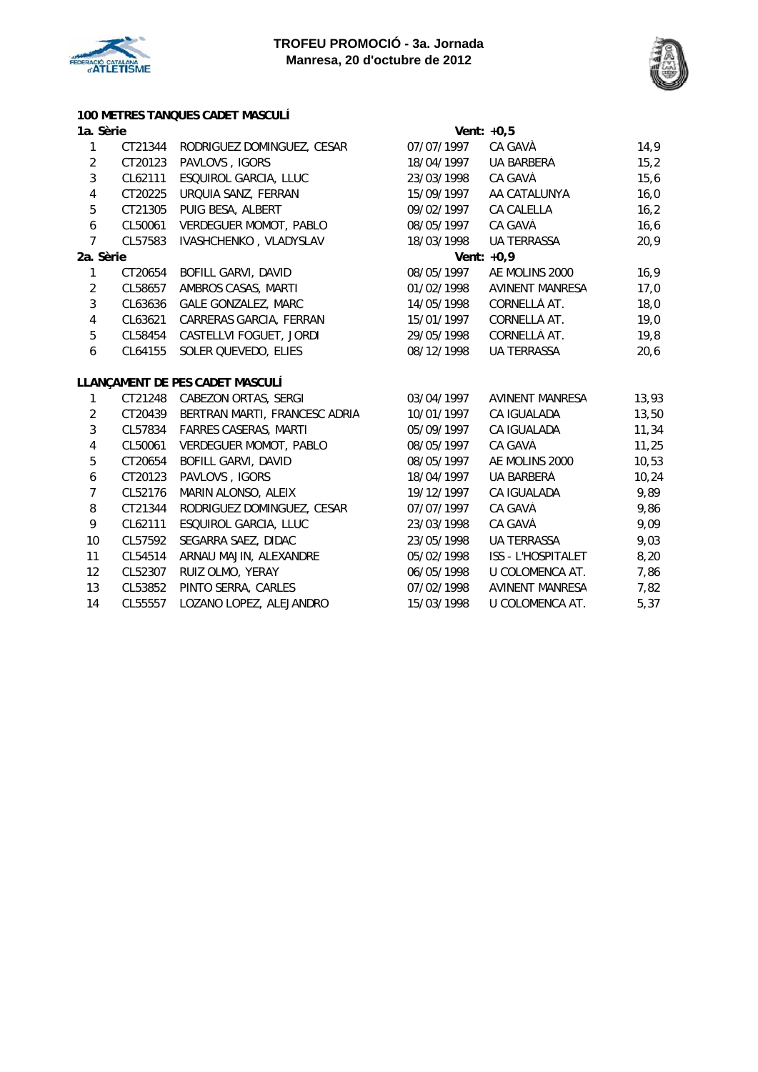## 100 METRES TANQUES CADET MASCULÍ

**1a. Sèrie** — Vent: +0,5

| | | | | | |
|---|---|---|---|---|---|
| 1 | CT21344 | RODRIGUEZ DOMINGUEZ, CESAR | 07/07/1997 | CA GAVÀ | 14,9 |
| 2 | CT20123 | PAVLOVS , IGORS | 18/04/1997 | UA BARBERÀ | 15,2 |
| 3 | CL62111 | ESQUIROL GARCIA, LLUC | 23/03/1998 | CA GAVÀ | 15,6 |
| 4 | CT20225 | URQUIA SANZ, FERRAN | 15/09/1997 | AA CATALUNYA | 16,0 |
| 5 | CT21305 | PUIG BESA, ALBERT | 09/02/1997 | CA CALELLA | 16,2 |
| 6 | CL50061 | VERDEGUER MOMOT, PABLO | 08/05/1997 | CA GAVÀ | 16,6 |
| 7 | CL57583 | IVASHCHENKO , VLADYSLAV | 18/03/1998 | UA TERRASSA | 20,9 |

**2a. Sèrie** — Vent: +0,9

| | | | | | |
|---|---|---|---|---|---|
| 1 | CT20654 | BOFILL GARVI, DAVID | 08/05/1997 | AE MOLINS 2000 | 16,9 |
| 2 | CL58657 | AMBROS CASAS, MARTI | 01/02/1998 | AVINENT MANRESA | 17,0 |
| 3 | CL63636 | GALE GONZALEZ, MARC | 14/05/1998 | CORNELLÀ AT. | 18,0 |
| 4 | CL63621 | CARRERAS GARCIA, FERRAN | 15/01/1997 | CORNELLÀ AT. | 19,0 |
| 5 | CL58454 | CASTELLVI FOGUET, JORDI | 29/05/1998 | CORNELLÀ AT. | 19,8 |
| 6 | CL64155 | SOLER QUEVEDO, ELIES | 08/12/1998 | UA TERRASSA | 20,6 |

## LLANÇAMENT DE PES CADET MASCULÍ

| | | | | | |
|---|---|---|---|---|---|
| 1 | CT21248 | CABEZON ORTAS, SERGI | 03/04/1997 | AVINENT MANRESA | 13,93 |
| 2 | CT20439 | BERTRAN MARTI, FRANCESC ADRIA | 10/01/1997 | CA IGUALADA | 13,50 |
| 3 | CL57834 | FARRES CASERAS, MARTI | 05/09/1997 | CA IGUALADA | 11,34 |
| 4 | CL50061 | VERDEGUER MOMOT, PABLO | 08/05/1997 | CA GAVÀ | 11,25 |
| 5 | CT20654 | BOFILL GARVI, DAVID | 08/05/1997 | AE MOLINS 2000 | 10,53 |
| 6 | CT20123 | PAVLOVS , IGORS | 18/04/1997 | UA BARBERÀ | 10,24 |
| 7 | CL52176 | MARIN ALONSO, ALEIX | 19/12/1997 | CA IGUALADA | 9,89 |
| 8 | CT21344 | RODRIGUEZ DOMINGUEZ, CESAR | 07/07/1997 | CA GAVÀ | 9,86 |
| 9 | CL62111 | ESQUIROL GARCIA, LLUC | 23/03/1998 | CA GAVÀ | 9,09 |
| 10 | CL57592 | SEGARRA SAEZ, DIDAC | 23/05/1998 | UA TERRASSA | 9,03 |
| 11 | CL54514 | ARNAU MAJIN, ALEXANDRE | 05/02/1998 | ISS - L'HOSPITALET | 8,20 |
| 12 | CL52307 | RUIZ OLMO, YERAY | 06/05/1998 | U COLOMENCA AT. | 7,86 |
| 13 | CL53852 | PINTO SERRA, CARLES | 07/02/1998 | AVINENT MANRESA | 7,82 |
| 14 | CL55557 | LOZANO LOPEZ, ALEJANDRO | 15/03/1998 | U COLOMENCA AT. | 5,37 |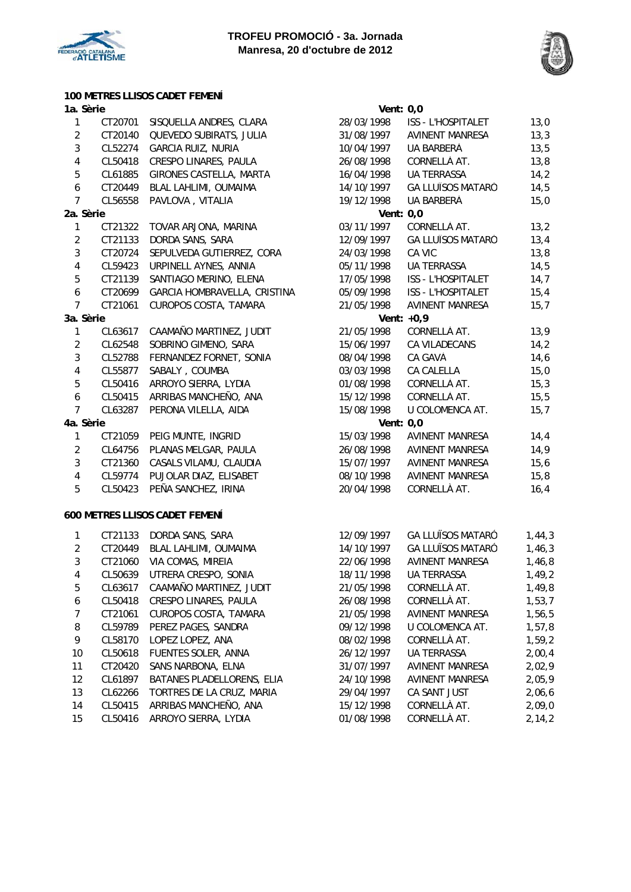**TROFEU PROMOCIÓ - 3a. Jornada**
**Manresa, 20 d'octubre de 2012**

### 100 METRES LLISOS CADET FEMENÍ

**1a. Sèrie** — Vent: 0,0

| | | | | | |
|---|---|---|---|---|---|
| 1 | CT20701 | SISQUELLA ANDRES, CLARA | 28/03/1998 | ISS - L'HOSPITALET | 13,0 |
| 2 | CT20140 | QUEVEDO SUBIRATS, JULIA | 31/08/1997 | AVINENT MANRESA | 13,3 |
| 3 | CL52274 | GARCIA RUIZ, NURIA | 10/04/1997 | UA BARBERÀ | 13,5 |
| 4 | CL50418 | CRESPO LINARES, PAULA | 26/08/1998 | CORNELLÀ AT. | 13,8 |
| 5 | CL61885 | GIRONES CASTELLA, MARTA | 16/04/1998 | UA TERRASSA | 14,2 |
| 6 | CT20449 | BLAL LAHLIMI, OUMAIMA | 14/10/1997 | GA LLUÏSOS MATARÓ | 14,5 |
| 7 | CL56558 | PAVLOVA , VITALIA | 19/12/1998 | UA BARBERÀ | 15,0 |

**2a. Sèrie** — Vent: 0,0

| | | | | | |
|---|---|---|---|---|---|
| 1 | CT21322 | TOVAR ARJONA, MARINA | 03/11/1997 | CORNELLÀ AT. | 13,2 |
| 2 | CT21133 | DORDA SANS, SARA | 12/09/1997 | GA LLUÏSOS MATARÓ | 13,4 |
| 3 | CT20724 | SEPULVEDA GUTIERREZ, CORA | 24/03/1998 | CA VIC | 13,8 |
| 4 | CL59423 | URPINELL AYNES, ANNIA | 05/11/1998 | UA TERRASSA | 14,5 |
| 5 | CT21139 | SANTIAGO MERINO, ELENA | 17/05/1998 | ISS - L'HOSPITALET | 14,7 |
| 6 | CT20699 | GARCIA HOMBRAVELLA, CRISTINA | 05/09/1998 | ISS - L'HOSPITALET | 15,4 |
| 7 | CT21061 | CUROPOS COSTA, TAMARA | 21/05/1998 | AVINENT MANRESA | 15,7 |

**3a. Sèrie** — Vent: +0,9

| | | | | | |
|---|---|---|---|---|---|
| 1 | CL63617 | CAAMAÑO MARTINEZ, JUDIT | 21/05/1998 | CORNELLÀ AT. | 13,9 |
| 2 | CL62548 | SOBRINO GIMENO, SARA | 15/06/1997 | CA VILADECANS | 14,2 |
| 3 | CL52788 | FERNANDEZ FORNET, SONIA | 08/04/1998 | CA GAVÀ | 14,6 |
| 4 | CL55877 | SABALY , COUMBA | 03/03/1998 | CA CALELLA | 15,0 |
| 5 | CL50416 | ARROYO SIERRA, LYDIA | 01/08/1998 | CORNELLÀ AT. | 15,3 |
| 6 | CL50415 | ARRIBAS MANCHEÑO, ANA | 15/12/1998 | CORNELLÀ AT. | 15,5 |
| 7 | CL63287 | PERONA VILELLA, AIDA | 15/08/1998 | U COLOMENCA AT. | 15,7 |

**4a. Sèrie** — Vent: 0,0

| | | | | | |
|---|---|---|---|---|---|
| 1 | CT21059 | PEIG MUNTE, INGRID | 15/03/1998 | AVINENT MANRESA | 14,4 |
| 2 | CL64756 | PLANAS MELGAR, PAULA | 26/08/1998 | AVINENT MANRESA | 14,9 |
| 3 | CT21360 | CASALS VILAMU, CLAUDIA | 15/07/1997 | AVINENT MANRESA | 15,6 |
| 4 | CL59774 | PUJOLAR DIAZ, ELISABET | 08/10/1998 | AVINENT MANRESA | 15,8 |
| 5 | CL50423 | PEÑA SANCHEZ, IRINA | 20/04/1998 | CORNELLÀ AT. | 16,4 |

### 600 METRES LLISOS CADET FEMENÍ

| | | | | | |
|---|---|---|---|---|---|
| 1 | CT21133 | DORDA SANS, SARA | 12/09/1997 | GA LLUÏSOS MATARÓ | 1,44,3 |
| 2 | CT20449 | BLAL LAHLIMI, OUMAIMA | 14/10/1997 | GA LLUÏSOS MATARÓ | 1,46,3 |
| 3 | CT21060 | VIA COMAS, MIREIA | 22/06/1998 | AVINENT MANRESA | 1,46,8 |
| 4 | CL50639 | UTRERA CRESPO, SONIA | 18/11/1998 | UA TERRASSA | 1,49,2 |
| 5 | CL63617 | CAAMAÑO MARTINEZ, JUDIT | 21/05/1998 | CORNELLÀ AT. | 1,49,8 |
| 6 | CL50418 | CRESPO LINARES, PAULA | 26/08/1998 | CORNELLÀ AT. | 1,53,7 |
| 7 | CT21061 | CUROPOS COSTA, TAMARA | 21/05/1998 | AVINENT MANRESA | 1,56,5 |
| 8 | CL59789 | PEREZ PAGES, SANDRA | 09/12/1998 | U COLOMENCA AT. | 1,57,8 |
| 9 | CL58170 | LOPEZ LOPEZ, ANA | 08/02/1998 | CORNELLÀ AT. | 1,59,2 |
| 10 | CL50618 | FUENTES SOLER, ANNA | 26/12/1997 | UA TERRASSA | 2,00,4 |
| 11 | CT20420 | SANS NARBONA, ELNA | 31/07/1997 | AVINENT MANRESA | 2,02,9 |
| 12 | CL61897 | BATANES PLADELLORENS, ELIA | 24/10/1998 | AVINENT MANRESA | 2,05,9 |
| 13 | CL62266 | TORTRES DE LA CRUZ, MARIA | 29/04/1997 | CA SANT JUST | 2,06,6 |
| 14 | CL50415 | ARRIBAS MANCHEÑO, ANA | 15/12/1998 | CORNELLÀ AT. | 2,09,0 |
| 15 | CL50416 | ARROYO SIERRA, LYDIA | 01/08/1998 | CORNELLÀ AT. | 2,14,2 |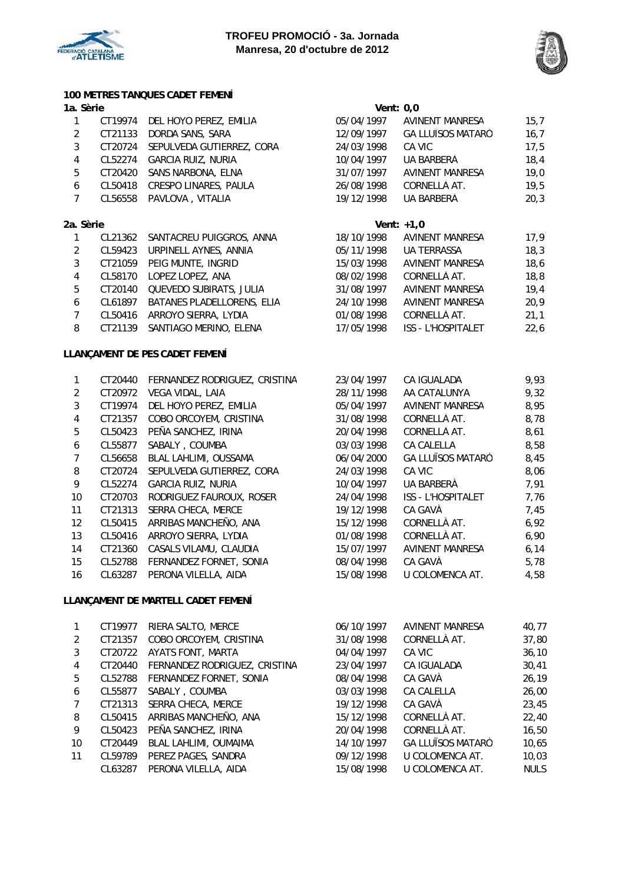**TROFEU PROMOCIÓ - 3a. Jornada**
**Manresa, 20 d'octubre de 2012**

## 100 METRES TANQUES CADET FEMENÍ

**1a. Sèrie** — Vent: 0,0

| | | | | | |
|---|---|---|---|---|---|
| 1 | CT19974 | DEL HOYO PEREZ, EMILIA | 05/04/1997 | AVINENT MANRESA | 15,7 |
| 2 | CT21133 | DORDA SANS, SARA | 12/09/1997 | GA LLUÏSOS MATARÓ | 16,7 |
| 3 | CT20724 | SEPULVEDA GUTIERREZ, CORA | 24/03/1998 | CA VIC | 17,5 |
| 4 | CL52274 | GARCIA RUIZ, NURIA | 10/04/1997 | UA BARBERÀ | 18,4 |
| 5 | CT20420 | SANS NARBONA, ELNA | 31/07/1997 | AVINENT MANRESA | 19,0 |
| 6 | CL50418 | CRESPO LINARES, PAULA | 26/08/1998 | CORNELLÀ AT. | 19,5 |
| 7 | CL56558 | PAVLOVA , VITALIA | 19/12/1998 | UA BARBERÀ | 20,3 |

**2a. Sèrie** — Vent: +1,0

| | | | | | |
|---|---|---|---|---|---|
| 1 | CL21362 | SANTACREU PUIGGROS, ANNA | 18/10/1998 | AVINENT MANRESA | 17,9 |
| 2 | CL59423 | URPINELL AYNES, ANNIA | 05/11/1998 | UA TERRASSA | 18,3 |
| 3 | CT21059 | PEIG MUNTE, INGRID | 15/03/1998 | AVINENT MANRESA | 18,6 |
| 4 | CL58170 | LOPEZ LOPEZ, ANA | 08/02/1998 | CORNELLÀ AT. | 18,8 |
| 5 | CT20140 | QUEVEDO SUBIRATS, JULIA | 31/08/1997 | AVINENT MANRESA | 19,4 |
| 6 | CL61897 | BATANES PLADELLORENS, ELIA | 24/10/1998 | AVINENT MANRESA | 20,9 |
| 7 | CL50416 | ARROYO SIERRA, LYDIA | 01/08/1998 | CORNELLÀ AT. | 21,1 |
| 8 | CT21139 | SANTIAGO MERINO, ELENA | 17/05/1998 | ISS - L'HOSPITALET | 22,6 |

## LLANÇAMENT DE PES CADET FEMENÍ

| | | | | | |
|---|---|---|---|---|---|
| 1 | CT20440 | FERNANDEZ RODRIGUEZ, CRISTINA | 23/04/1997 | CA IGUALADA | 9,93 |
| 2 | CT20972 | VEGA VIDAL, LAIA | 28/11/1998 | AA CATALUNYA | 9,32 |
| 3 | CT19974 | DEL HOYO PEREZ, EMILIA | 05/04/1997 | AVINENT MANRESA | 8,95 |
| 4 | CT21357 | COBO ORCOYEM, CRISTINA | 31/08/1998 | CORNELLÀ AT. | 8,78 |
| 5 | CL50423 | PEÑA SANCHEZ, IRINA | 20/04/1998 | CORNELLÀ AT. | 8,61 |
| 6 | CL55877 | SABALY , COUMBA | 03/03/1998 | CA CALELLA | 8,58 |
| 7 | CL56658 | BLAL LAHLIMI, OUSSAMA | 06/04/2000 | GA LLUÏSOS MATARÓ | 8,45 |
| 8 | CT20724 | SEPULVEDA GUTIERREZ, CORA | 24/03/1998 | CA VIC | 8,06 |
| 9 | CL52274 | GARCIA RUIZ, NURIA | 10/04/1997 | UA BARBERÀ | 7,91 |
| 10 | CT20703 | RODRIGUEZ FAUROUX, ROSER | 24/04/1998 | ISS - L'HOSPITALET | 7,76 |
| 11 | CT21313 | SERRA CHECA, MERCE | 19/12/1998 | CA GAVÀ | 7,45 |
| 12 | CL50415 | ARRIBAS MANCHEÑO, ANA | 15/12/1998 | CORNELLÀ AT. | 6,92 |
| 13 | CL50416 | ARROYO SIERRA, LYDIA | 01/08/1998 | CORNELLÀ AT. | 6,90 |
| 14 | CT21360 | CASALS VILAMU, CLAUDIA | 15/07/1997 | AVINENT MANRESA | 6,14 |
| 15 | CL52788 | FERNANDEZ FORNET, SONIA | 08/04/1998 | CA GAVÀ | 5,78 |
| 16 | CL63287 | PERONA VILELLA, AIDA | 15/08/1998 | U COLOMENCA AT. | 4,58 |

## LLANÇAMENT DE MARTELL CADET FEMENÍ

| | | | | | |
|---|---|---|---|---|---|
| 1 | CT19977 | RIERA SALTO, MERCE | 06/10/1997 | AVINENT MANRESA | 40,77 |
| 2 | CT21357 | COBO ORCOYEM, CRISTINA | 31/08/1998 | CORNELLÀ AT. | 37,80 |
| 3 | CT20722 | AYATS FONT, MARTA | 04/04/1997 | CA VIC | 36,10 |
| 4 | CT20440 | FERNANDEZ RODRIGUEZ, CRISTINA | 23/04/1997 | CA IGUALADA | 30,41 |
| 5 | CL52788 | FERNANDEZ FORNET, SONIA | 08/04/1998 | CA GAVÀ | 26,19 |
| 6 | CL55877 | SABALY , COUMBA | 03/03/1998 | CA CALELLA | 26,00 |
| 7 | CT21313 | SERRA CHECA, MERCE | 19/12/1998 | CA GAVÀ | 23,45 |
| 8 | CL50415 | ARRIBAS MANCHEÑO, ANA | 15/12/1998 | CORNELLÀ AT. | 22,40 |
| 9 | CL50423 | PEÑA SANCHEZ, IRINA | 20/04/1998 | CORNELLÀ AT. | 16,50 |
| 10 | CT20449 | BLAL LAHLIMI, OUMAIMA | 14/10/1997 | GA LLUÏSOS MATARÓ | 10,65 |
| 11 | CL59789 | PEREZ PAGES, SANDRA | 09/12/1998 | U COLOMENCA AT. | 10,03 |
| | CL63287 | PERONA VILELLA, AIDA | 15/08/1998 | U COLOMENCA AT. | NULS |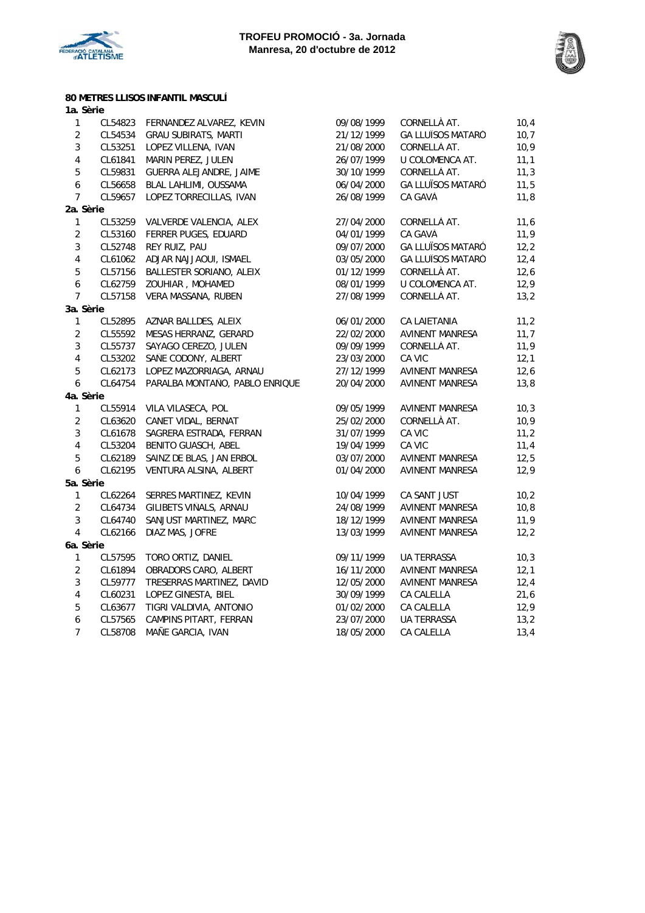**TROFEU PROMOCIÓ - 3a. Jornada**
**Manresa, 20 d'octubre de 2012**

**80 METRES LLISOS INFANTIL MASCULÍ**

**1a. Sèrie**

| | | | | | |
|---|---|---|---|---|---|
| 1 | CL54823 | FERNANDEZ ALVAREZ, KEVIN | 09/08/1999 | CORNELLÀ AT. | 10,4 |
| 2 | CL54534 | GRAU SUBIRATS, MARTI | 21/12/1999 | GA LLUÏSOS MATARÓ | 10,7 |
| 3 | CL53251 | LOPEZ VILLENA, IVAN | 21/08/2000 | CORNELLÀ AT. | 10,9 |
| 4 | CL61841 | MARIN PEREZ, JULEN | 26/07/1999 | U COLOMENCA AT. | 11,1 |
| 5 | CL59831 | GUERRA ALEJANDRE, JAIME | 30/10/1999 | CORNELLÀ AT. | 11,3 |
| 6 | CL56658 | BLAL LAHLIMI, OUSSAMA | 06/04/2000 | GA LLUÏSOS MATARÓ | 11,5 |
| 7 | CL59657 | LOPEZ TORRECILLAS, IVAN | 26/08/1999 | CA GAVÀ | 11,8 |

**2a. Sèrie**

| | | | | | |
|---|---|---|---|---|---|
| 1 | CL53259 | VALVERDE VALENCIA, ALEX | 27/04/2000 | CORNELLÀ AT. | 11,6 |
| 2 | CL53160 | FERRER PUGES, EDUARD | 04/01/1999 | CA GAVÀ | 11,9 |
| 3 | CL52748 | REY RUIZ, PAU | 09/07/2000 | GA LLUÏSOS MATARÓ | 12,2 |
| 4 | CL61062 | ADJAR NAJJAOUI, ISMAEL | 03/05/2000 | GA LLUÏSOS MATARÓ | 12,4 |
| 5 | CL57156 | BALLESTER SORIANO, ALEIX | 01/12/1999 | CORNELLÀ AT. | 12,6 |
| 6 | CL62759 | ZOUHIAR , MOHAMED | 08/01/1999 | U COLOMENCA AT. | 12,9 |
| 7 | CL57158 | VERA MASSANA, RUBEN | 27/08/1999 | CORNELLÀ AT. | 13,2 |

**3a. Sèrie**

| | | | | | |
|---|---|---|---|---|---|
| 1 | CL52895 | AZNAR BALLDES, ALEIX | 06/01/2000 | CA LAIETANIA | 11,2 |
| 2 | CL55592 | MESAS HERRANZ, GERARD | 22/02/2000 | AVINENT MANRESA | 11,7 |
| 3 | CL55737 | SAYAGO CEREZO, JULEN | 09/09/1999 | CORNELLÀ AT. | 11,9 |
| 4 | CL53202 | SAÑE CODONY, ALBERT | 23/03/2000 | CA VIC | 12,1 |
| 5 | CL62173 | LOPEZ MAZORRIAGA, ARNAU | 27/12/1999 | AVINENT MANRESA | 12,6 |
| 6 | CL64754 | PARALBA MONTAÑO, PABLO ENRIQUE | 20/04/2000 | AVINENT MANRESA | 13,8 |

**4a. Sèrie**

| | | | | | |
|---|---|---|---|---|---|
| 1 | CL55914 | VILA VILASECA, POL | 09/05/1999 | AVINENT MANRESA | 10,3 |
| 2 | CL63620 | CANET VIDAL, BERNAT | 25/02/2000 | CORNELLÀ AT. | 10,9 |
| 3 | CL61678 | SAGRERA ESTRADA, FERRAN | 31/07/1999 | CA VIC | 11,2 |
| 4 | CL53204 | BENITO GUASCH, ABEL | 19/04/1999 | CA VIC | 11,4 |
| 5 | CL62189 | SAINZ DE BLAS, JAN ERBOL | 03/07/2000 | AVINENT MANRESA | 12,5 |
| 6 | CL62195 | VENTURA ALSINA, ALBERT | 01/04/2000 | AVINENT MANRESA | 12,9 |

**5a. Sèrie**

| | | | | | |
|---|---|---|---|---|---|
| 1 | CL62264 | SERRES MARTINEZ, KEVIN | 10/04/1999 | CA SANT JUST | 10,2 |
| 2 | CL64734 | GILIBETS VIÑALS, ARNAU | 24/08/1999 | AVINENT MANRESA | 10,8 |
| 3 | CL64740 | SANJUST MARTINEZ, MARC | 18/12/1999 | AVINENT MANRESA | 11,9 |
| 4 | CL62166 | DIAZ MAS, JOFRE | 13/03/1999 | AVINENT MANRESA | 12,2 |

**6a. Sèrie**

| | | | | | |
|---|---|---|---|---|---|
| 1 | CL57595 | TORO ORTIZ, DANIEL | 09/11/1999 | UA TERRASSA | 10,3 |
| 2 | CL61894 | OBRADORS CARO, ALBERT | 16/11/2000 | AVINENT MANRESA | 12,1 |
| 3 | CL59777 | TRESERRAS MARTINEZ, DAVID | 12/05/2000 | AVINENT MANRESA | 12,4 |
| 4 | CL60231 | LOPEZ GINESTA, BIEL | 30/09/1999 | CA CALELLA | 21,6 |
| 5 | CL63677 | TIGRI VALDIVIA, ANTONIO | 01/02/2000 | CA CALELLA | 12,9 |
| 6 | CL57565 | CAMPINS PITART, FERRAN | 23/07/2000 | UA TERRASSA | 13,2 |
| 7 | CL58708 | MAÑE GARCIA, IVAN | 18/05/2000 | CA CALELLA | 13,4 |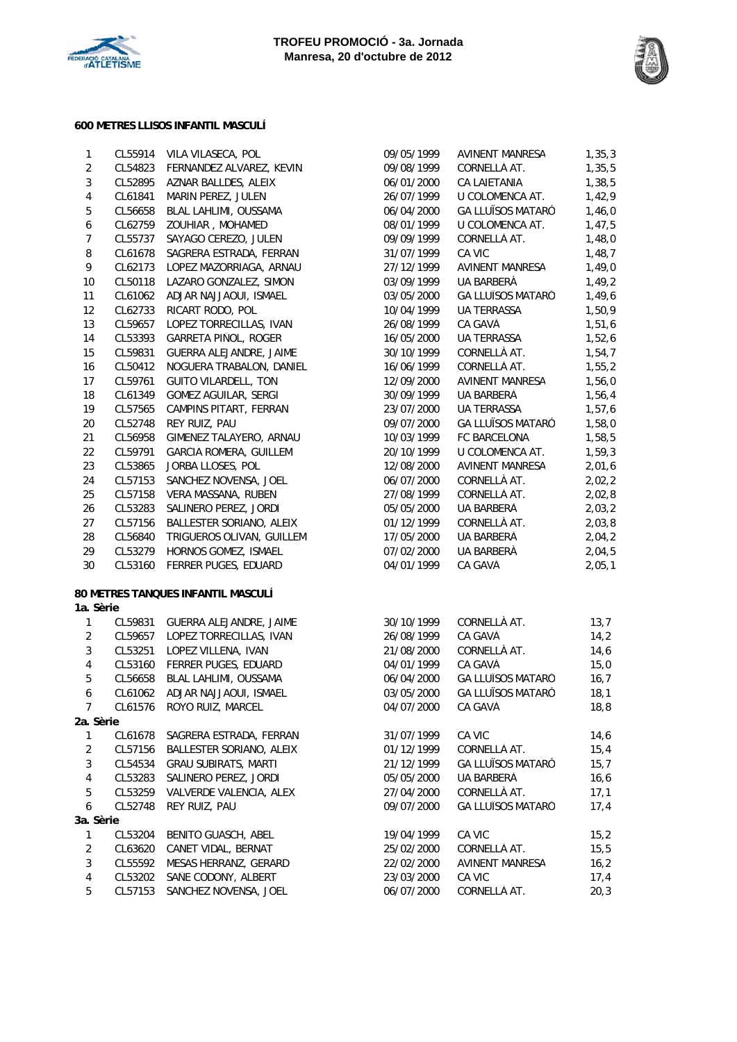### 600 METRES LLISOS INFANTIL MASCULÍ

| | | | | | |
|---|---|---|---|---|---|
| 1 | CL55914 | VILA VILASECA, POL | 09/05/1999 | AVINENT MANRESA | 1,35,3 |
| 2 | CL54823 | FERNANDEZ ALVAREZ, KEVIN | 09/08/1999 | CORNELLÀ AT. | 1,35,5 |
| 3 | CL52895 | AZNAR BALLDES, ALEIX | 06/01/2000 | CA LAIETANIA | 1,38,5 |
| 4 | CL61841 | MARIN PEREZ, JULEN | 26/07/1999 | U COLOMENCA AT. | 1,42,9 |
| 5 | CL56658 | BLAL LAHLIMI, OUSSAMA | 06/04/2000 | GA LLUÏSOS MATARÓ | 1,46,0 |
| 6 | CL62759 | ZOUHIAR , MOHAMED | 08/01/1999 | U COLOMENCA AT. | 1,47,5 |
| 7 | CL55737 | SAYAGO CEREZO, JULEN | 09/09/1999 | CORNELLÀ AT. | 1,48,0 |
| 8 | CL61678 | SAGRERA ESTRADA, FERRAN | 31/07/1999 | CA VIC | 1,48,7 |
| 9 | CL62173 | LOPEZ MAZORRIAGA, ARNAU | 27/12/1999 | AVINENT MANRESA | 1,49,0 |
| 10 | CL50118 | LAZARO GONZALEZ, SIMON | 03/09/1999 | UA BARBERÀ | 1,49,2 |
| 11 | CL61062 | ADJAR NAJJAOUI, ISMAEL | 03/05/2000 | GA LLUÏSOS MATARÓ | 1,49,6 |
| 12 | CL62733 | RICART RODO, POL | 10/04/1999 | UA TERRASSA | 1,50,9 |
| 13 | CL59657 | LOPEZ TORRECILLAS, IVAN | 26/08/1999 | CA GAVÀ | 1,51,6 |
| 14 | CL53393 | GARRETA PIÑOL, ROGER | 16/05/2000 | UA TERRASSA | 1,52,6 |
| 15 | CL59831 | GUERRA ALEJANDRE, JAIME | 30/10/1999 | CORNELLÀ AT. | 1,54,7 |
| 16 | CL50412 | NOGUERA TRABALON, DANIEL | 16/06/1999 | CORNELLÀ AT. | 1,55,2 |
| 17 | CL59761 | GUITO VILARDELL, TON | 12/09/2000 | AVINENT MANRESA | 1,56,0 |
| 18 | CL61349 | GOMEZ AGUILAR, SERGI | 30/09/1999 | UA BARBERÀ | 1,56,4 |
| 19 | CL57565 | CAMPINS PITART, FERRAN | 23/07/2000 | UA TERRASSA | 1,57,6 |
| 20 | CL52748 | REY RUIZ, PAU | 09/07/2000 | GA LLUÏSOS MATARÓ | 1,58,0 |
| 21 | CL56958 | GIMENEZ TALAYERO, ARNAU | 10/03/1999 | FC BARCELONA | 1,58,5 |
| 22 | CL59791 | GARCIA ROMERA, GUILLEM | 20/10/1999 | U COLOMENCA AT. | 1,59,3 |
| 23 | CL53865 | JORBA LLOSES, POL | 12/08/2000 | AVINENT MANRESA | 2,01,6 |
| 24 | CL57153 | SANCHEZ NOVENSA, JOEL | 06/07/2000 | CORNELLÀ AT. | 2,02,2 |
| 25 | CL57158 | VERA MASSANA, RUBEN | 27/08/1999 | CORNELLÀ AT. | 2,02,8 |
| 26 | CL53283 | SALINERO PEREZ, JORDI | 05/05/2000 | UA BARBERÀ | 2,03,2 |
| 27 | CL57156 | BALLESTER SORIANO, ALEIX | 01/12/1999 | CORNELLÀ AT. | 2,03,8 |
| 28 | CL56840 | TRIGUEROS OLIVAN, GUILLEM | 17/05/2000 | UA BARBERÀ | 2,04,2 |
| 29 | CL53279 | HORNOS GOMEZ, ISMAEL | 07/02/2000 | UA BARBERÀ | 2,04,5 |
| 30 | CL53160 | FERRER PUGES, EDUARD | 04/01/1999 | CA GAVÀ | 2,05,1 |

### 80 METRES TANQUES INFANTIL MASCULÍ

**1a. Sèrie**

| | | | | | |
|---|---|---|---|---|---|
| 1 | CL59831 | GUERRA ALEJANDRE, JAIME | 30/10/1999 | CORNELLÀ AT. | 13,7 |
| 2 | CL59657 | LOPEZ TORRECILLAS, IVAN | 26/08/1999 | CA GAVÀ | 14,2 |
| 3 | CL53251 | LOPEZ VILLENA, IVAN | 21/08/2000 | CORNELLÀ AT. | 14,6 |
| 4 | CL53160 | FERRER PUGES, EDUARD | 04/01/1999 | CA GAVÀ | 15,0 |
| 5 | CL56658 | BLAL LAHLIMI, OUSSAMA | 06/04/2000 | GA LLUÏSOS MATARÓ | 16,7 |
| 6 | CL61062 | ADJAR NAJJAOUI, ISMAEL | 03/05/2000 | GA LLUÏSOS MATARÓ | 18,1 |
| 7 | CL61576 | ROYO RUIZ, MARCEL | 04/07/2000 | CA GAVÀ | 18,8 |

**2a. Sèrie**

| | | | | | |
|---|---|---|---|---|---|
| 1 | CL61678 | SAGRERA ESTRADA, FERRAN | 31/07/1999 | CA VIC | 14,6 |
| 2 | CL57156 | BALLESTER SORIANO, ALEIX | 01/12/1999 | CORNELLÀ AT. | 15,4 |
| 3 | CL54534 | GRAU SUBIRATS, MARTI | 21/12/1999 | GA LLUÏSOS MATARÓ | 15,7 |
| 4 | CL53283 | SALINERO PEREZ, JORDI | 05/05/2000 | UA BARBERÀ | 16,6 |
| 5 | CL53259 | VALVERDE VALENCIA, ALEX | 27/04/2000 | CORNELLÀ AT. | 17,1 |
| 6 | CL52748 | REY RUIZ, PAU | 09/07/2000 | GA LLUÏSOS MATARÓ | 17,4 |

**3a. Sèrie**

| | | | | | |
|---|---|---|---|---|---|
| 1 | CL53204 | BENITO GUASCH, ABEL | 19/04/1999 | CA VIC | 15,2 |
| 2 | CL63620 | CANET VIDAL, BERNAT | 25/02/2000 | CORNELLÀ AT. | 15,5 |
| 3 | CL55592 | MESAS HERRANZ, GERARD | 22/02/2000 | AVINENT MANRESA | 16,2 |
| 4 | CL53202 | SAÑE CODONY, ALBERT | 23/03/2000 | CA VIC | 17,4 |
| 5 | CL57153 | SANCHEZ NOVENSA, JOEL | 06/07/2000 | CORNELLÀ AT. | 20,3 |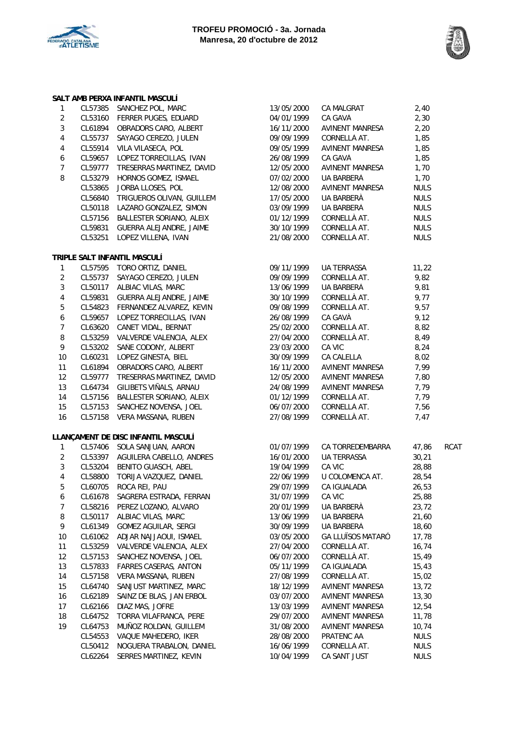**TROFEU PROMOCIÓ - 3a. Jornada**
**Manresa, 20 d'octubre de 2012**

**SALT AMB PERXA INFANTIL MASCULÍ**

| Pos | Llicència | Nom | Data naix. | Club | Marca | |
|---|---|---|---|---|---|---|
| 1 | CL57385 | SANCHEZ POL, MARC | 13/05/2000 | CA MALGRAT | 2,40 | |
| 2 | CL53160 | FERRER PUGES, EDUARD | 04/01/1999 | CA GAVÀ | 2,30 | |
| 3 | CL61894 | OBRADORS CARO, ALBERT | 16/11/2000 | AVINENT MANRESA | 2,20 | |
| 4 | CL55737 | SAYAGO CEREZO, JULEN | 09/09/1999 | CORNELLÀ AT. | 1,85 | |
| 4 | CL55914 | VILA VILASECA, POL | 09/05/1999 | AVINENT MANRESA | 1,85 | |
| 6 | CL59657 | LOPEZ TORRECILLAS, IVAN | 26/08/1999 | CA GAVÀ | 1,85 | |
| 7 | CL59777 | TRESERRAS MARTINEZ, DAVID | 12/05/2000 | AVINENT MANRESA | 1,70 | |
| 8 | CL53279 | HORNOS GOMEZ, ISMAEL | 07/02/2000 | UA BARBERÀ | 1,70 | |
| | CL53865 | JORBA LLOSES, POL | 12/08/2000 | AVINENT MANRESA | NULS | |
| | CL56840 | TRIGUEROS OLIVAN, GUILLEM | 17/05/2000 | UA BARBERÀ | NULS | |
| | CL50118 | LAZARO GONZALEZ, SIMON | 03/09/1999 | UA BARBERÀ | NULS | |
| | CL57156 | BALLESTER SORIANO, ALEIX | 01/12/1999 | CORNELLÀ AT. | NULS | |
| | CL59831 | GUERRA ALEJANDRE, JAIME | 30/10/1999 | CORNELLÀ AT. | NULS | |
| | CL53251 | LOPEZ VILLENA, IVAN | 21/08/2000 | CORNELLÀ AT. | NULS | |

**TRIPLE SALT INFANTIL MASCULÍ**

| Pos | Llicència | Nom | Data naix. | Club | Marca | |
|---|---|---|---|---|---|---|
| 1 | CL57595 | TORO ORTIZ, DANIEL | 09/11/1999 | UA TERRASSA | 11,22 | |
| 2 | CL55737 | SAYAGO CEREZO, JULEN | 09/09/1999 | CORNELLÀ AT. | 9,82 | |
| 3 | CL50117 | ALBIAC VILAS, MARC | 13/06/1999 | UA BARBERÀ | 9,81 | |
| 4 | CL59831 | GUERRA ALEJANDRE, JAIME | 30/10/1999 | CORNELLÀ AT. | 9,77 | |
| 5 | CL54823 | FERNANDEZ ALVAREZ, KEVIN | 09/08/1999 | CORNELLÀ AT. | 9,57 | |
| 6 | CL59657 | LOPEZ TORRECILLAS, IVAN | 26/08/1999 | CA GAVÀ | 9,12 | |
| 7 | CL63620 | CANET VIDAL, BERNAT | 25/02/2000 | CORNELLÀ AT. | 8,82 | |
| 8 | CL53259 | VALVERDE VALENCIA, ALEX | 27/04/2000 | CORNELLÀ AT. | 8,49 | |
| 9 | CL53202 | SAÑE CODONY, ALBERT | 23/03/2000 | CA VIC | 8,24 | |
| 10 | CL60231 | LOPEZ GINESTA, BIEL | 30/09/1999 | CA CALELLA | 8,02 | |
| 11 | CL61894 | OBRADORS CARO, ALBERT | 16/11/2000 | AVINENT MANRESA | 7,99 | |
| 12 | CL59777 | TRESERRAS MARTINEZ, DAVID | 12/05/2000 | AVINENT MANRESA | 7,80 | |
| 13 | CL64734 | GILIBETS VIÑALS, ARNAU | 24/08/1999 | AVINENT MANRESA | 7,79 | |
| 14 | CL57156 | BALLESTER SORIANO, ALEIX | 01/12/1999 | CORNELLÀ AT. | 7,79 | |
| 15 | CL57153 | SANCHEZ NOVENSA, JOEL | 06/07/2000 | CORNELLÀ AT. | 7,56 | |
| 16 | CL57158 | VERA MASSANA, RUBEN | 27/08/1999 | CORNELLÀ AT. | 7,47 | |

**LLANÇAMENT DE DISC INFANTIL MASCULÍ**

| Pos | Llicència | Nom | Data naix. | Club | Marca | |
|---|---|---|---|---|---|---|
| 1 | CL57406 | SOLA SANJUAN, AARON | 01/07/1999 | CA TORREDEMBARRA | 47,86 | RCAT |
| 2 | CL53397 | AGUILERA CABELLO, ANDRES | 16/01/2000 | UA TERRASSA | 30,21 | |
| 3 | CL53204 | BENITO GUASCH, ABEL | 19/04/1999 | CA VIC | 28,88 | |
| 4 | CL58800 | TORIJA VAZQUEZ, DANIEL | 22/06/1999 | U COLOMENCA AT. | 28,54 | |
| 5 | CL60705 | ROCA REI, PAU | 29/07/1999 | CA IGUALADA | 26,53 | |
| 6 | CL61678 | SAGRERA ESTRADA, FERRAN | 31/07/1999 | CA VIC | 25,88 | |
| 7 | CL58216 | PEREZ LOZANO, ALVARO | 20/01/1999 | UA BARBERÀ | 23,72 | |
| 8 | CL50117 | ALBIAC VILAS, MARC | 13/06/1999 | UA BARBERÀ | 21,60 | |
| 9 | CL61349 | GOMEZ AGUILAR, SERGI | 30/09/1999 | UA BARBERÀ | 18,60 | |
| 10 | CL61062 | ADJAR NAJJAOUI, ISMAEL | 03/05/2000 | GA LLUÏSOS MATARÓ | 17,78 | |
| 11 | CL53259 | VALVERDE VALENCIA, ALEX | 27/04/2000 | CORNELLÀ AT. | 16,74 | |
| 12 | CL57153 | SANCHEZ NOVENSA, JOEL | 06/07/2000 | CORNELLÀ AT. | 15,49 | |
| 13 | CL57833 | FARRES CASERAS, ANTON | 05/11/1999 | CA IGUALADA | 15,43 | |
| 14 | CL57158 | VERA MASSANA, RUBEN | 27/08/1999 | CORNELLÀ AT. | 15,02 | |
| 15 | CL64740 | SANJUST MARTINEZ, MARC | 18/12/1999 | AVINENT MANRESA | 13,72 | |
| 16 | CL62189 | SAINZ DE BLAS, JAN ERBOL | 03/07/2000 | AVINENT MANRESA | 13,30 | |
| 17 | CL62166 | DIAZ MAS, JOFRE | 13/03/1999 | AVINENT MANRESA | 12,54 | |
| 18 | CL64752 | TORRA VILAFRANCA, PERE | 29/07/2000 | AVINENT MANRESA | 11,78 | |
| 19 | CL64753 | MUÑOZ ROLDAN, GUILLEM | 31/08/2000 | AVINENT MANRESA | 10,74 | |
| | CL54553 | VAQUE MAHEDERO, IKER | 28/08/2000 | PRATENC AA | NULS | |
| | CL50412 | NOGUERA TRABALON, DANIEL | 16/06/1999 | CORNELLÀ AT. | NULS | |
| | CL62264 | SERRES MARTINEZ, KEVIN | 10/04/1999 | CA SANT JUST | NULS | |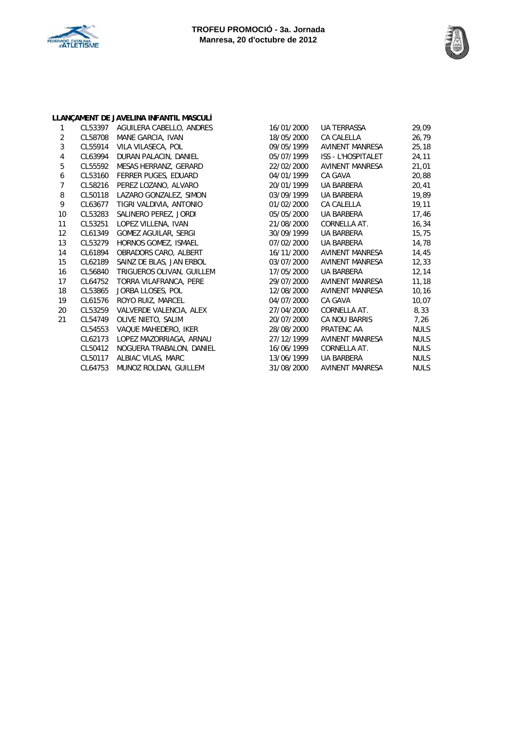**TROFEU PROMOCIÓ - 3a. Jornada**
**Manresa, 20 d'octubre de 2012**

**LLANÇAMENT DE JAVELINA INFANTIL MASCULÍ**

| | | | | | |
|---|---|---|---|---|---|
| 1 | CL53397 | AGUILERA CABELLO, ANDRES | 16/01/2000 | UA TERRASSA | 29,09 |
| 2 | CL58708 | MANE GARCIA, IVAN | 18/05/2000 | CA CALELLA | 26,79 |
| 3 | CL55914 | VILA VILASECA, POL | 09/05/1999 | AVINENT MANRESA | 25,18 |
| 4 | CL63994 | DURAN PALACIN, DANIEL | 05/07/1999 | ISS - L'HOSPITALET | 24,11 |
| 5 | CL55592 | MESAS HERRANZ, GERARD | 22/02/2000 | AVINENT MANRESA | 21,01 |
| 6 | CL53160 | FERRER PUGES, EDUARD | 04/01/1999 | CA GAVA | 20,88 |
| 7 | CL58216 | PEREZ LOZANO, ALVARO | 20/01/1999 | UA BARBERÀ | 20,41 |
| 8 | CL50118 | LAZARO GONZALEZ, SIMON | 03/09/1999 | UA BARBERÀ | 19,89 |
| 9 | CL63677 | TIGRI VALDIVIA, ANTONIO | 01/02/2000 | CA CALELLA | 19,11 |
| 10 | CL53283 | SALINERO PEREZ, JORDI | 05/05/2000 | UA BARBERÀ | 17,46 |
| 11 | CL53251 | LOPEZ VILLENA, IVAN | 21/08/2000 | CORNELLÀ AT. | 16,34 |
| 12 | CL61349 | GOMEZ AGUILAR, SERGI | 30/09/1999 | UA BARBERA | 15,75 |
| 13 | CL53279 | HORNOS GOMEZ, ISMAEL | 07/02/2000 | UA BARBERÀ | 14,78 |
| 14 | CL61894 | OBRADORS CARO, ALBERT | 16/11/2000 | AVINENT MANRESA | 14,45 |
| 15 | CL62189 | SAINZ DE BLAS, JAN ERBOL | 03/07/2000 | AVINENT MANRESA | 12,33 |
| 16 | CL56840 | TRIGUEROS OLIVAN, GUILLEM | 17/05/2000 | UA BARBERÀ | 12,14 |
| 17 | CL64752 | TORRA VILAFRANCA, PERE | 29/07/2000 | AVINENT MANRESA | 11,18 |
| 18 | CL53865 | JORBA LLOSES, POL | 12/08/2000 | AVINENT MANRESA | 10,16 |
| 19 | CL61576 | ROYO RUIZ, MARCEL | 04/07/2000 | CA GAVÀ | 10,07 |
| 20 | CL53259 | VALVERDE VALENCIA, ALEX | 27/04/2000 | CORNELLÀ AT. | 8,33 |
| 21 | CL54749 | OLIVE NIETO, SALIM | 20/07/2000 | CA NOU BARRIS | 7,26 |
| | CL54553 | VAQUE MAHEDERO, IKER | 28/08/2000 | PRATENC AA | NULS |
| | CL62173 | LOPEZ MAZORRIAGA, ARNAU | 27/12/1999 | AVINENT MANRESA | NULS |
| | CL50412 | NOGUERA TRABALON, DANIEL | 16/06/1999 | CORNELLA AT. | NULS |
| | CL50117 | ALBIAC VILAS, MARC | 13/06/1999 | UA BARBERÀ | NULS |
| | CL64753 | MUÑOZ ROLDAN, GUILLEM | 31/08/2000 | AVINENT MANRESA | NULS |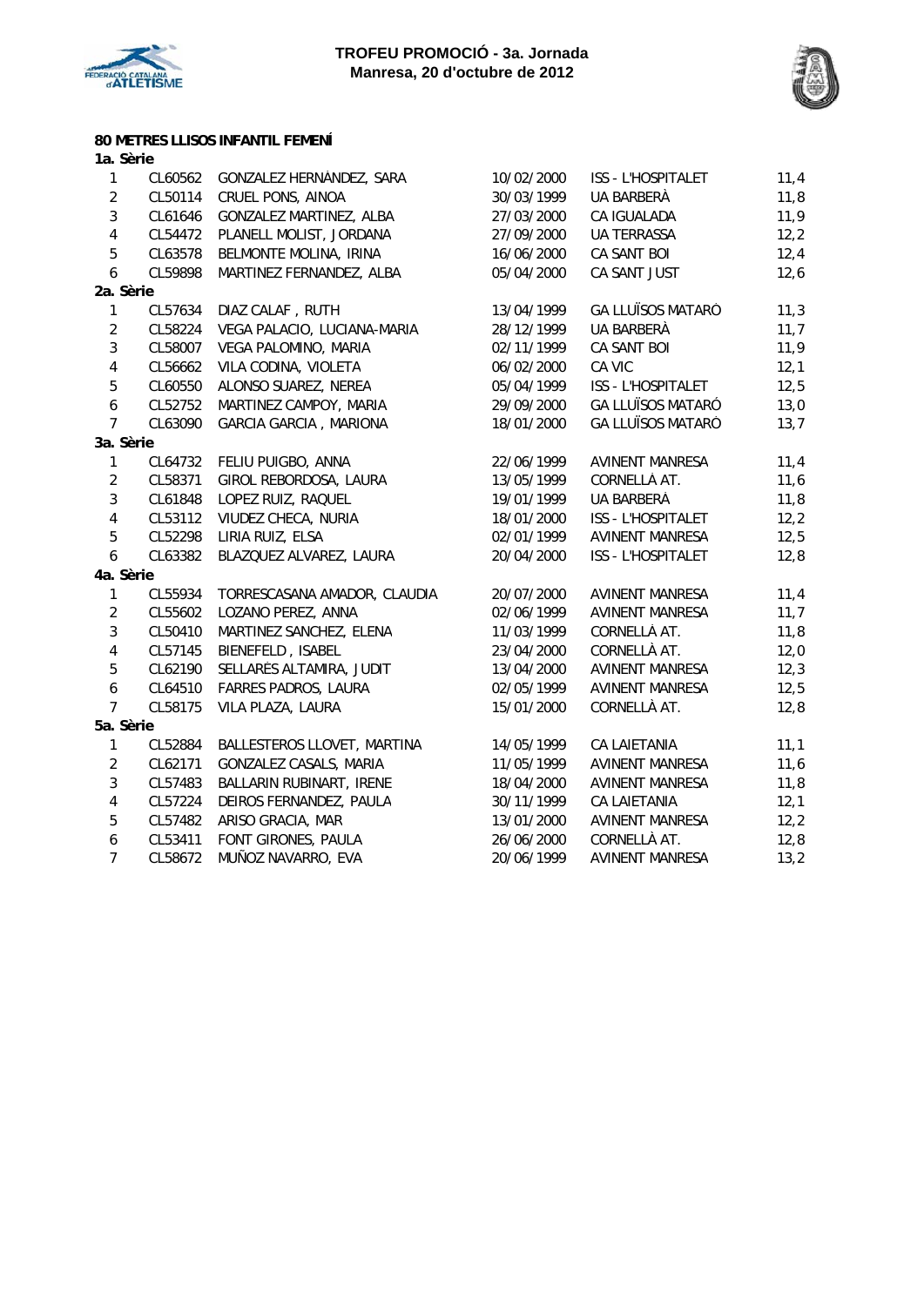**TROFEU PROMOCIÓ - 3a. Jornada**
**Manresa, 20 d'octubre de 2012**

**80 METRES LLISOS INFANTIL FEMENÍ**

**1a. Sèrie**

| | | | | | |
|---|---|---|---|---|---|
| 1 | CL60562 | GONZALEZ HERNÁNDEZ, SARA | 10/02/2000 | ISS - L'HOSPITALET | 11,4 |
| 2 | CL50114 | CRUEL PONS, AINOA | 30/03/1999 | UA BARBERÀ | 11,8 |
| 3 | CL61646 | GONZALEZ MARTINEZ, ALBA | 27/03/2000 | CA IGUALADA | 11,9 |
| 4 | CL54472 | PLANELL MOLIST, JORDANA | 27/09/2000 | UA TERRASSA | 12,2 |
| 5 | CL63578 | BELMONTE MOLINA, IRINA | 16/06/2000 | CA SANT BOI | 12,4 |
| 6 | CL59898 | MARTINEZ FERNANDEZ, ALBA | 05/04/2000 | CA SANT JUST | 12,6 |

**2a. Sèrie**

| | | | | | |
|---|---|---|---|---|---|
| 1 | CL57634 | DIAZ CALAF , RUTH | 13/04/1999 | GA LLUÏSOS MATARÓ | 11,3 |
| 2 | CL58224 | VEGA PALACIO, LUCIANA-MARIA | 28/12/1999 | UA BARBERÀ | 11,7 |
| 3 | CL58007 | VEGA PALOMINO, MARIA | 02/11/1999 | CA SANT BOI | 11,9 |
| 4 | CL56662 | VILA CODINA, VIOLETA | 06/02/2000 | CA VIC | 12,1 |
| 5 | CL60550 | ALONSO SUAREZ, NEREA | 05/04/1999 | ISS - L'HOSPITALET | 12,5 |
| 6 | CL52752 | MARTINEZ CAMPOY, MARIA | 29/09/2000 | GA LLUÏSOS MATARÓ | 13,0 |
| 7 | CL63090 | GARCIA GARCIA , MARIONA | 18/01/2000 | GA LLUÏSOS MATARÓ | 13,7 |

**3a. Sèrie**

| | | | | | |
|---|---|---|---|---|---|
| 1 | CL64732 | FELIU PUIGBO, ANNA | 22/06/1999 | AVINENT MANRESA | 11,4 |
| 2 | CL58371 | GIROL REBORDOSA, LAURA | 13/05/1999 | CORNELLÀ AT. | 11,6 |
| 3 | CL61848 | LOPEZ RUIZ, RAQUEL | 19/01/1999 | UA BARBERÀ | 11,8 |
| 4 | CL53112 | VIUDEZ CHECA, NURIA | 18/01/2000 | ISS - L'HOSPITALET | 12,2 |
| 5 | CL52298 | LIRIA RUIZ, ELSA | 02/01/1999 | AVINENT MANRESA | 12,5 |
| 6 | CL63382 | BLAZQUEZ ALVAREZ, LAURA | 20/04/2000 | ISS - L'HOSPITALET | 12,8 |

**4a. Sèrie**

| | | | | | |
|---|---|---|---|---|---|
| 1 | CL55934 | TORRESCASANA AMADOR, CLAUDIA | 20/07/2000 | AVINENT MANRESA | 11,4 |
| 2 | CL55602 | LOZANO PEREZ, ANNA | 02/06/1999 | AVINENT MANRESA | 11,7 |
| 3 | CL50410 | MARTINEZ SANCHEZ, ELENA | 11/03/1999 | CORNELLÀ AT. | 11,8 |
| 4 | CL57145 | BIENEFELD , ISABEL | 23/04/2000 | CORNELLÀ AT. | 12,0 |
| 5 | CL62190 | SELLARÈS ALTAMIRA, JUDIT | 13/04/2000 | AVINENT MANRESA | 12,3 |
| 6 | CL64510 | FARRES PADROS, LAURA | 02/05/1999 | AVINENT MANRESA | 12,5 |
| 7 | CL58175 | VILA PLAZA, LAURA | 15/01/2000 | CORNELLÀ AT. | 12,8 |

**5a. Sèrie**

| | | | | | |
|---|---|---|---|---|---|
| 1 | CL52884 | BALLESTEROS LLOVET, MARTINA | 14/05/1999 | CA LAIETANIA | 11,1 |
| 2 | CL62171 | GONZALEZ CASALS, MARIA | 11/05/1999 | AVINENT MANRESA | 11,6 |
| 3 | CL57483 | BALLARIN RUBINART, IRENE | 18/04/2000 | AVINENT MANRESA | 11,8 |
| 4 | CL57224 | DEIROS FERNANDEZ, PAULA | 30/11/1999 | CA LAIETANIA | 12,1 |
| 5 | CL57482 | ARISO GRACIA, MAR | 13/01/2000 | AVINENT MANRESA | 12,2 |
| 6 | CL53411 | FONT GIRONES, PAULA | 26/06/2000 | CORNELLÀ AT. | 12,8 |
| 7 | CL58672 | MUÑOZ NAVARRO, EVA | 20/06/1999 | AVINENT MANRESA | 13,2 |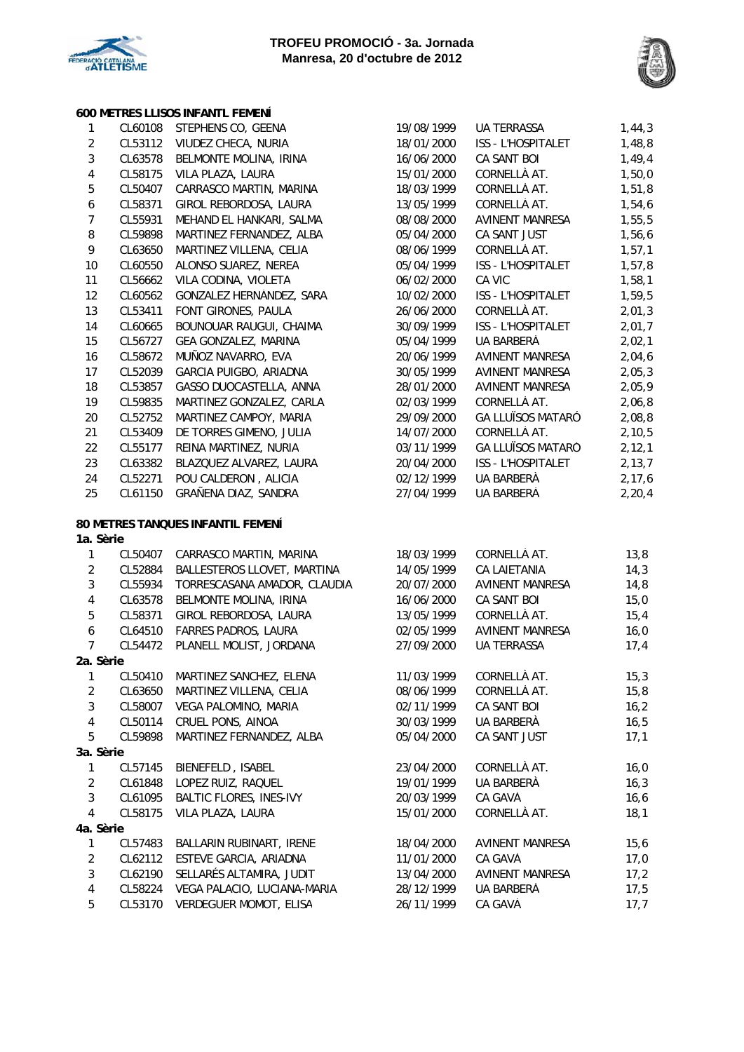**TROFEU PROMOCIÓ - 3a. Jornada**
**Manresa, 20 d'octubre de 2012**

### 600 METRES LLISOS INFANTL FEMENÍ

| | | | | | |
|---|---|---|---|---|---|
| 1 | CL60108 | STEPHENS CO, GEENA | 19/08/1999 | UA TERRASSA | 1,44,3 |
| 2 | CL53112 | VIUDEZ CHECA, NURIA | 18/01/2000 | ISS - L'HOSPITALET | 1,48,8 |
| 3 | CL63578 | BELMONTE MOLINA, IRINA | 16/06/2000 | CA SANT BOI | 1,49,4 |
| 4 | CL58175 | VILA PLAZA, LAURA | 15/01/2000 | CORNELLÀ AT. | 1,50,0 |
| 5 | CL50407 | CARRASCO MARTIN, MARINA | 18/03/1999 | CORNELLÀ AT. | 1,51,8 |
| 6 | CL58371 | GIROL REBORDOSA, LAURA | 13/05/1999 | CORNELLÀ AT. | 1,54,6 |
| 7 | CL55931 | MEHAND EL HANKARI, SALMA | 08/08/2000 | AVINENT MANRESA | 1,55,5 |
| 8 | CL59898 | MARTINEZ FERNANDEZ, ALBA | 05/04/2000 | CA SANT JUST | 1,56,6 |
| 9 | CL63650 | MARTINEZ VILLENA, CELIA | 08/06/1999 | CORNELLÀ AT. | 1,57,1 |
| 10 | CL60550 | ALONSO SUAREZ, NEREA | 05/04/1999 | ISS - L'HOSPITALET | 1,57,8 |
| 11 | CL56662 | VILA CODINA, VIOLETA | 06/02/2000 | CA VIC | 1,58,1 |
| 12 | CL60562 | GONZALEZ HERNÀNDEZ, SARA | 10/02/2000 | ISS - L'HOSPITALET | 1,59,5 |
| 13 | CL53411 | FONT GIRONES, PAULA | 26/06/2000 | CORNELLÀ AT. | 2,01,3 |
| 14 | CL60665 | BOUNOUAR RAUGUI, CHAIMA | 30/09/1999 | ISS - L'HOSPITALET | 2,01,7 |
| 15 | CL56727 | GEA GONZALEZ, MARINA | 05/04/1999 | UA BARBERÀ | 2,02,1 |
| 16 | CL58672 | MUÑOZ NAVARRO, EVA | 20/06/1999 | AVINENT MANRESA | 2,04,6 |
| 17 | CL52039 | GARCIA PUIGBO, ARIADNA | 30/05/1999 | AVINENT MANRESA | 2,05,3 |
| 18 | CL53857 | GASSO DUOCASTELLA, ANNA | 28/01/2000 | AVINENT MANRESA | 2,05,9 |
| 19 | CL59835 | MARTINEZ GONZALEZ, CARLA | 02/03/1999 | CORNELLÀ AT. | 2,06,8 |
| 20 | CL52752 | MARTINEZ CAMPOY, MARIA | 29/09/2000 | GA LLUÏSOS MATARÓ | 2,08,8 |
| 21 | CL53409 | DE TORRES GIMENO, JULIA | 14/07/2000 | CORNELLÀ AT. | 2,10,5 |
| 22 | CL55177 | REINA MARTINEZ, NURIA | 03/11/1999 | GA LLUÏSOS MATARÓ | 2,12,1 |
| 23 | CL63382 | BLAZQUEZ ALVAREZ, LAURA | 20/04/2000 | ISS - L'HOSPITALET | 2,13,7 |
| 24 | CL52271 | POU CALDERON , ALICIA | 02/12/1999 | UA BARBERÀ | 2,17,6 |
| 25 | CL61150 | GRAÑENA DIAZ, SANDRA | 27/04/1999 | UA BARBERÀ | 2,20,4 |

### 80 METRES TANQUES INFANTIL FEMENÍ

**1a. Sèrie**

| | | | | | |
|---|---|---|---|---|---|
| 1 | CL50407 | CARRASCO MARTIN, MARINA | 18/03/1999 | CORNELLÀ AT. | 13,8 |
| 2 | CL52884 | BALLESTEROS LLOVET, MARTINA | 14/05/1999 | CA LAIETANIA | 14,3 |
| 3 | CL55934 | TORRESCASANA AMADOR, CLAUDIA | 20/07/2000 | AVINENT MANRESA | 14,8 |
| 4 | CL63578 | BELMONTE MOLINA, IRINA | 16/06/2000 | CA SANT BOI | 15,0 |
| 5 | CL58371 | GIROL REBORDOSA, LAURA | 13/05/1999 | CORNELLÀ AT. | 15,4 |
| 6 | CL64510 | FARRES PADROS, LAURA | 02/05/1999 | AVINENT MANRESA | 16,0 |
| 7 | CL54472 | PLANELL MOLIST, JORDANA | 27/09/2000 | UA TERRASSA | 17,4 |

**2a. Sèrie**

| | | | | | |
|---|---|---|---|---|---|
| 1 | CL50410 | MARTINEZ SANCHEZ, ELENA | 11/03/1999 | CORNELLÀ AT. | 15,3 |
| 2 | CL63650 | MARTINEZ VILLENA, CELIA | 08/06/1999 | CORNELLÀ AT. | 15,8 |
| 3 | CL58007 | VEGA PALOMINO, MARIA | 02/11/1999 | CA SANT BOI | 16,2 |
| 4 | CL50114 | CRUEL PONS, AINOA | 30/03/1999 | UA BARBERÀ | 16,5 |
| 5 | CL59898 | MARTINEZ FERNANDEZ, ALBA | 05/04/2000 | CA SANT JUST | 17,1 |

**3a. Sèrie**

| | | | | | |
|---|---|---|---|---|---|
| 1 | CL57145 | BIENEFELD , ISABEL | 23/04/2000 | CORNELLÀ AT. | 16,0 |
| 2 | CL61848 | LOPEZ RUIZ, RAQUEL | 19/01/1999 | UA BARBERÀ | 16,3 |
| 3 | CL61095 | BALTIC FLORES, INES-IVY | 20/03/1999 | CA GAVÀ | 16,6 |
| 4 | CL58175 | VILA PLAZA, LAURA | 15/01/2000 | CORNELLÀ AT. | 18,1 |

**4a. Sèrie**

| | | | | | |
|---|---|---|---|---|---|
| 1 | CL57483 | BALLARIN RUBINART, IRENE | 18/04/2000 | AVINENT MANRESA | 15,6 |
| 2 | CL62112 | ESTEVE GARCIA, ARIADNA | 11/01/2000 | CA GAVÀ | 17,0 |
| 3 | CL62190 | SELLARÉS ALTAMIRA, JUDIT | 13/04/2000 | AVINENT MANRESA | 17,2 |
| 4 | CL58224 | VEGA PALACIO, LUCIANA-MARIA | 28/12/1999 | UA BARBERÀ | 17,5 |
| 5 | CL53170 | VERDEGUER MOMOT, ELISA | 26/11/1999 | CA GAVÀ | 17,7 |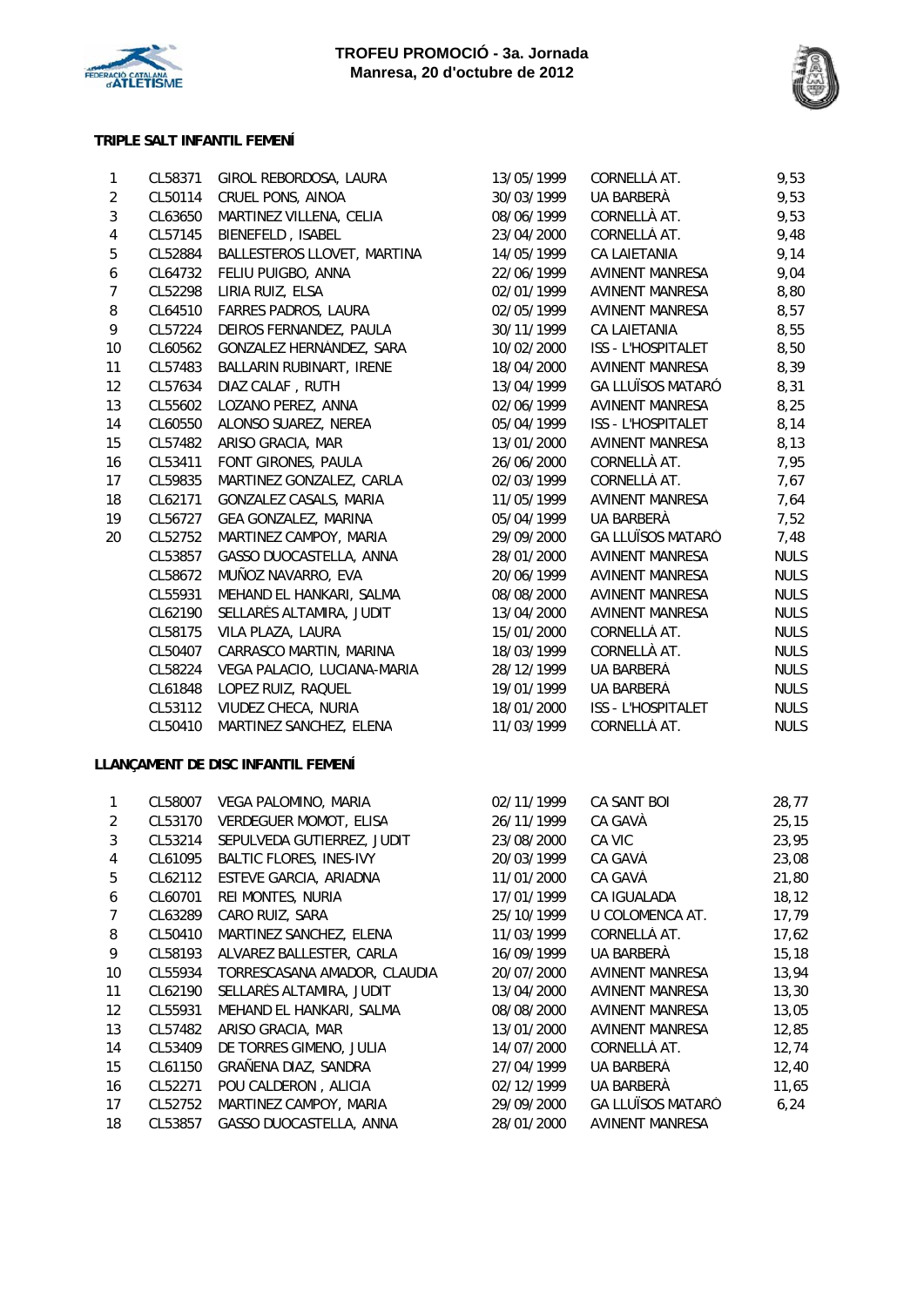**TROFEU PROMOCIÓ - 3a. Jornada**
**Manresa, 20 d'octubre de 2012**

### TRIPLE SALT INFANTIL FEMENÍ

| | | | | | |
|---|---|---|---|---|---|
| 1 | CL58371 | GIROL REBORDOSA, LAURA | 13/05/1999 | CORNELLÀ AT. | 9,53 |
| 2 | CL50114 | CRUEL PONS, AINOA | 30/03/1999 | UA BARBERÀ | 9,53 |
| 3 | CL63650 | MARTINEZ VILLENA, CELIA | 08/06/1999 | CORNELLÀ AT. | 9,53 |
| 4 | CL57145 | BIENEFELD , ISABEL | 23/04/2000 | CORNELLÀ AT. | 9,48 |
| 5 | CL52884 | BALLESTEROS LLOVET, MARTINA | 14/05/1999 | CA LAIETANIA | 9,14 |
| 6 | CL64732 | FELIU PUIGBO, ANNA | 22/06/1999 | AVINENT MANRESA | 9,04 |
| 7 | CL52298 | LIRIA RUIZ, ELSA | 02/01/1999 | AVINENT MANRESA | 8,80 |
| 8 | CL64510 | FARRES PADROS, LAURA | 02/05/1999 | AVINENT MANRESA | 8,57 |
| 9 | CL57224 | DEIROS FERNANDEZ, PAULA | 30/11/1999 | CA LAIETANIA | 8,55 |
| 10 | CL60562 | GONZALEZ HERNÁNDEZ, SARA | 10/02/2000 | ISS - L'HOSPITALET | 8,50 |
| 11 | CL57483 | BALLARIN RUBINART, IRENE | 18/04/2000 | AVINENT MANRESA | 8,39 |
| 12 | CL57634 | DIAZ CALAF , RUTH | 13/04/1999 | GA LLUÏSOS MATARÓ | 8,31 |
| 13 | CL55602 | LOZANO PEREZ, ANNA | 02/06/1999 | AVINENT MANRESA | 8,25 |
| 14 | CL60550 | ALONSO SUAREZ, NEREA | 05/04/1999 | ISS - L'HOSPITALET | 8,14 |
| 15 | CL57482 | ARISO GRACIA, MAR | 13/01/2000 | AVINENT MANRESA | 8,13 |
| 16 | CL53411 | FONT GIRONES, PAULA | 26/06/2000 | CORNELLÀ AT. | 7,95 |
| 17 | CL59835 | MARTINEZ GONZALEZ, CARLA | 02/03/1999 | CORNELLÀ AT. | 7,67 |
| 18 | CL62171 | GONZALEZ CASALS, MARIA | 11/05/1999 | AVINENT MANRESA | 7,64 |
| 19 | CL56727 | GEA GONZALEZ, MARINA | 05/04/1999 | UA BARBERÀ | 7,52 |
| 20 | CL52752 | MARTINEZ CAMPOY, MARIA | 29/09/2000 | GA LLUÏSOS MATARÓ | 7,48 |
| | CL53857 | GASSO DUOCASTELLA, ANNA | 28/01/2000 | AVINENT MANRESA | NULS |
| | CL58672 | MUÑOZ NAVARRO, EVA | 20/06/1999 | AVINENT MANRESA | NULS |
| | CL55931 | MEHAND EL HANKARI, SALMA | 08/08/2000 | AVINENT MANRESA | NULS |
| | CL62190 | SELLARÉS ALTAMIRA, JUDIT | 13/04/2000 | AVINENT MANRESA | NULS |
| | CL58175 | VILA PLAZA, LAURA | 15/01/2000 | CORNELLÀ AT. | NULS |
| | CL50407 | CARRASCO MARTIN, MARINA | 18/03/1999 | CORNELLÀ AT. | NULS |
| | CL58224 | VEGA PALACIO, LUCIANA-MARIA | 28/12/1999 | UA BARBERÀ | NULS |
| | CL61848 | LOPEZ RUIZ, RAQUEL | 19/01/1999 | UA BARBERÀ | NULS |
| | CL53112 | VIUDEZ CHECA, NURIA | 18/01/2000 | ISS - L'HOSPITALET | NULS |
| | CL50410 | MARTINEZ SANCHEZ, ELENA | 11/03/1999 | CORNELLÀ AT. | NULS |

### LLANÇAMENT DE DISC INFANTIL FEMENÍ

| | | | | | |
|---|---|---|---|---|---|
| 1 | CL58007 | VEGA PALOMINO, MARIA | 02/11/1999 | CA SANT BOI | 28,77 |
| 2 | CL53170 | VERDEGUER MOMOT, ELISA | 26/11/1999 | CA GAVÀ | 25,15 |
| 3 | CL53214 | SEPULVEDA GUTIERREZ, JUDIT | 23/08/2000 | CA VIC | 23,95 |
| 4 | CL61095 | BALTIC FLORES, INES-IVY | 20/03/1999 | CA GAVÀ | 23,08 |
| 5 | CL62112 | ESTEVE GARCIA, ARIADNA | 11/01/2000 | CA GAVÀ | 21,80 |
| 6 | CL60701 | REI MONTES, NURIA | 17/01/1999 | CA IGUALADA | 18,12 |
| 7 | CL63289 | CARO RUIZ, SARA | 25/10/1999 | U COLOMENCA AT. | 17,79 |
| 8 | CL50410 | MARTINEZ SANCHEZ, ELENA | 11/03/1999 | CORNELLÀ AT. | 17,62 |
| 9 | CL58193 | ALVAREZ BALLESTER, CARLA | 16/09/1999 | UA BARBERÀ | 15,18 |
| 10 | CL55934 | TORRESCASANA AMADOR, CLAUDIA | 20/07/2000 | AVINENT MANRESA | 13,94 |
| 11 | CL62190 | SELLARÉS ALTAMIRA, JUDIT | 13/04/2000 | AVINENT MANRESA | 13,30 |
| 12 | CL55931 | MEHAND EL HANKARI, SALMA | 08/08/2000 | AVINENT MANRESA | 13,05 |
| 13 | CL57482 | ARISO GRACIA, MAR | 13/01/2000 | AVINENT MANRESA | 12,85 |
| 14 | CL53409 | DE TORRES GIMENO, JULIA | 14/07/2000 | CORNELLÀ AT. | 12,74 |
| 15 | CL61150 | GRAÑENA DIAZ, SANDRA | 27/04/1999 | UA BARBERÀ | 12,40 |
| 16 | CL52271 | POU CALDERON , ALICIA | 02/12/1999 | UA BARBERÀ | 11,65 |
| 17 | CL52752 | MARTINEZ CAMPOY, MARIA | 29/09/2000 | GA LLUÏSOS MATARÓ | 6,24 |
| 18 | CL53857 | GASSO DUOCASTELLA, ANNA | 28/01/2000 | AVINENT MANRESA | |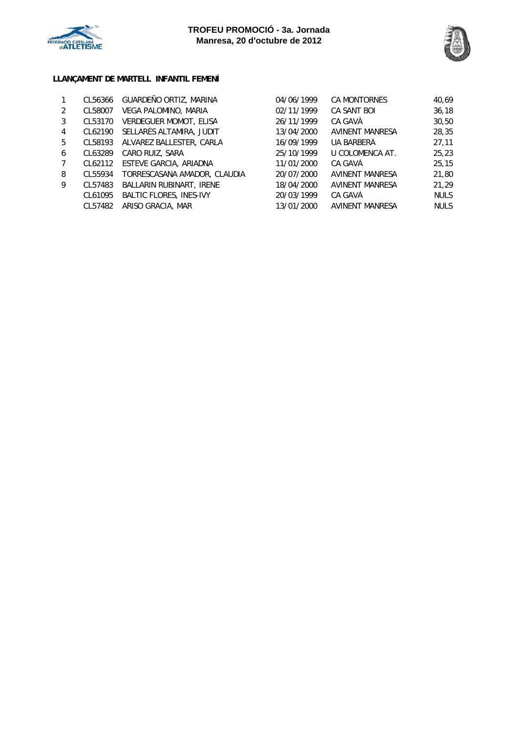**TROFEU PROMOCIÓ - 3a. Jornada**
**Manresa, 20 d'octubre de 2012**

**LLANÇAMENT DE MARTELL INFANTIL FEMENÍ**

| | | | | | |
|---|---|---|---|---|---|
| 1 | CL56366 | GUARDEÑO ORTIZ, MARINA | 04/06/1999 | CA MONTORNÈS | 40,69 |
| 2 | CL58007 | VEGA PALOMINO, MARIA | 02/11/1999 | CA SANT BOI | 36,18 |
| 3 | CL53170 | VERDEGUER MOMOT, ELISA | 26/11/1999 | CA GAVÀ | 30,50 |
| 4 | CL62190 | SELLARÉS ALTAMIRA, JUDIT | 13/04/2000 | AVINENT MANRESA | 28,35 |
| 5 | CL58193 | ALVAREZ BALLESTER, CARLA | 16/09/1999 | UA BARBERÀ | 27,11 |
| 6 | CL63289 | CARO RUIZ, SARA | 25/10/1999 | U COLOMENCA AT. | 25,23 |
| 7 | CL62112 | ESTEVE GARCIA, ARIADNA | 11/01/2000 | CA GAVÀ | 25,15 |
| 8 | CL55934 | TORRESCASANA AMADOR, CLAUDIA | 20/07/2000 | AVINENT MANRESA | 21,80 |
| 9 | CL57483 | BALLARIN RUBINART, IRENE | 18/04/2000 | AVINENT MANRESA | 21,29 |
| | CL61095 | BALTIC FLORES, INES-IVY | 20/03/1999 | CA GAVÀ | NULS |
| | CL57482 | ARISO GRACIA, MAR | 13/01/2000 | AVINENT MANRESA | NULS |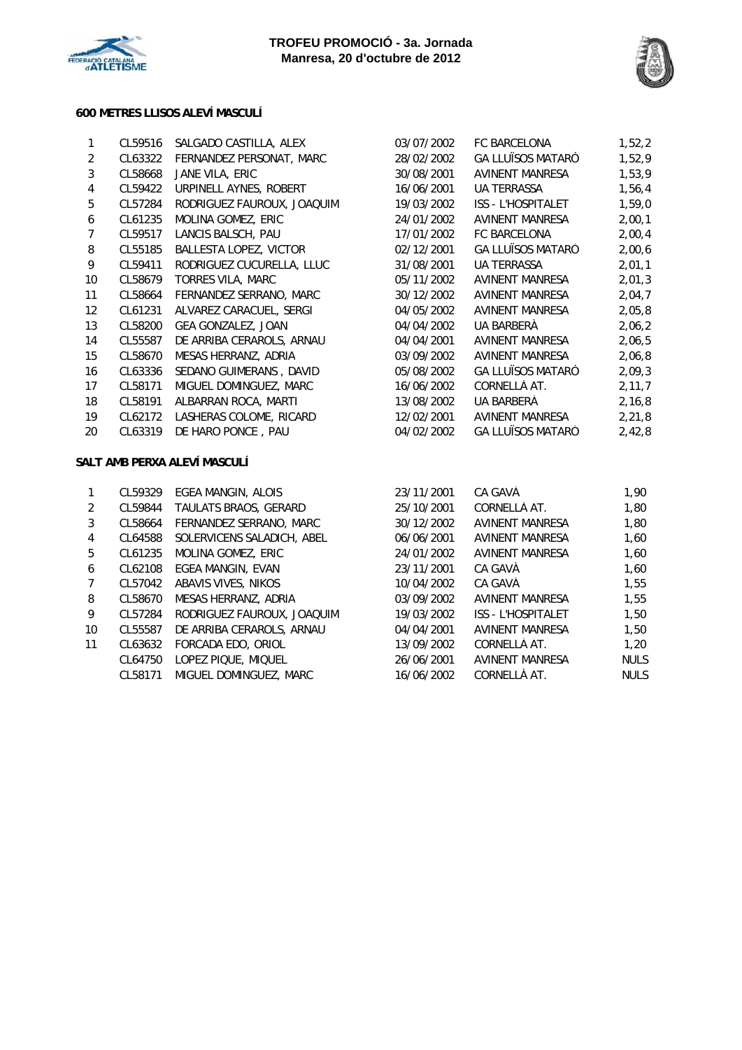**TROFEU PROMOCIÓ - 3a. Jornada**
**Manresa, 20 d'octubre de 2012**

### 600 METRES LLISOS ALEVÍ MASCULÍ

| | | | | | |
|---|---|---|---|---|---|
| 1 | CL59516 | SALGADO CASTILLA, ALEX | 03/07/2002 | FC BARCELONA | 1,52,2 |
| 2 | CL63322 | FERNANDEZ PERSONAT, MARC | 28/02/2002 | GA LLUÏSOS MATARÓ | 1,52,9 |
| 3 | CL58668 | JANE VILA, ERIC | 30/08/2001 | AVINENT MANRESA | 1,53,9 |
| 4 | CL59422 | URPINELL AYNES, ROBERT | 16/06/2001 | UA TERRASSA | 1,56,4 |
| 5 | CL57284 | RODRIGUEZ FAUROUX, JOAQUIM | 19/03/2002 | ISS - L'HOSPITALET | 1,59,0 |
| 6 | CL61235 | MOLINA GOMEZ, ERIC | 24/01/2002 | AVINENT MANRESA | 2,00,1 |
| 7 | CL59517 | LANCIS BALSCH, PAU | 17/01/2002 | FC BARCELONA | 2,00,4 |
| 8 | CL55185 | BALLESTA LOPEZ, VICTOR | 02/12/2001 | GA LLUÏSOS MATARÓ | 2,00,6 |
| 9 | CL59411 | RODRIGUEZ CUCURELLA, LLUC | 31/08/2001 | UA TERRASSA | 2,01,1 |
| 10 | CL58679 | TORRES VILA, MARC | 05/11/2002 | AVINENT MANRESA | 2,01,3 |
| 11 | CL58664 | FERNANDEZ SERRANO, MARC | 30/12/2002 | AVINENT MANRESA | 2,04,7 |
| 12 | CL61231 | ALVAREZ CARACUEL, SERGI | 04/05/2002 | AVINENT MANRESA | 2,05,8 |
| 13 | CL58200 | GEA GONZALEZ, JOAN | 04/04/2002 | UA BARBERÀ | 2,06,2 |
| 14 | CL55587 | DE ARRIBA CERAROLS, ARNAU | 04/04/2001 | AVINENT MANRESA | 2,06,5 |
| 15 | CL58670 | MESAS HERRANZ, ADRIA | 03/09/2002 | AVINENT MANRESA | 2,06,8 |
| 16 | CL63336 | SEDANO GUIMERANS , DAVID | 05/08/2002 | GA LLUÏSOS MATARÓ | 2,09,3 |
| 17 | CL58171 | MIGUEL DOMINGUEZ, MARC | 16/06/2002 | CORNELLÀ AT. | 2,11,7 |
| 18 | CL58191 | ALBARRAN ROCA, MARTI | 13/08/2002 | UA BARBERÀ | 2,16,8 |
| 19 | CL62172 | LASHERAS COLOME, RICARD | 12/02/2001 | AVINENT MANRESA | 2,21,8 |
| 20 | CL63319 | DE HARO PONCE , PAU | 04/02/2002 | GA LLUÏSOS MATARÓ | 2,42,8 |

### SALT AMB PERXA ALEVÍ MASCULÍ

| | | | | | |
|---|---|---|---|---|---|
| 1 | CL59329 | EGEA MANGIN, ALOIS | 23/11/2001 | CA GAVÀ | 1,90 |
| 2 | CL59844 | TAULATS BRAOS, GERARD | 25/10/2001 | CORNELLÀ AT. | 1,80 |
| 3 | CL58664 | FERNANDEZ SERRANO, MARC | 30/12/2002 | AVINENT MANRESA | 1,80 |
| 4 | CL64588 | SOLERVICENS SALADICH, ABEL | 06/06/2001 | AVINENT MANRESA | 1,60 |
| 5 | CL61235 | MOLINA GOMEZ, ERIC | 24/01/2002 | AVINENT MANRESA | 1,60 |
| 6 | CL62108 | EGEA MANGIN, EVAN | 23/11/2001 | CA GAVÀ | 1,60 |
| 7 | CL57042 | ABAVIS VIVES, NIKOS | 10/04/2002 | CA GAVÀ | 1,55 |
| 8 | CL58670 | MESAS HERRANZ, ADRIA | 03/09/2002 | AVINENT MANRESA | 1,55 |
| 9 | CL57284 | RODRIGUEZ FAUROUX, JOAQUIM | 19/03/2002 | ISS - L'HOSPITALET | 1,50 |
| 10 | CL55587 | DE ARRIBA CERAROLS, ARNAU | 04/04/2001 | AVINENT MANRESA | 1,50 |
| 11 | CL63632 | FORCADA EDO, ORIOL | 13/09/2002 | CORNELLÀ AT. | 1,20 |
| | CL64750 | LOPEZ PIQUE, MIQUEL | 26/06/2001 | AVINENT MANRESA | NULS |
| | CL58171 | MIGUEL DOMINGUEZ, MARC | 16/06/2002 | CORNELLÀ AT. | NULS |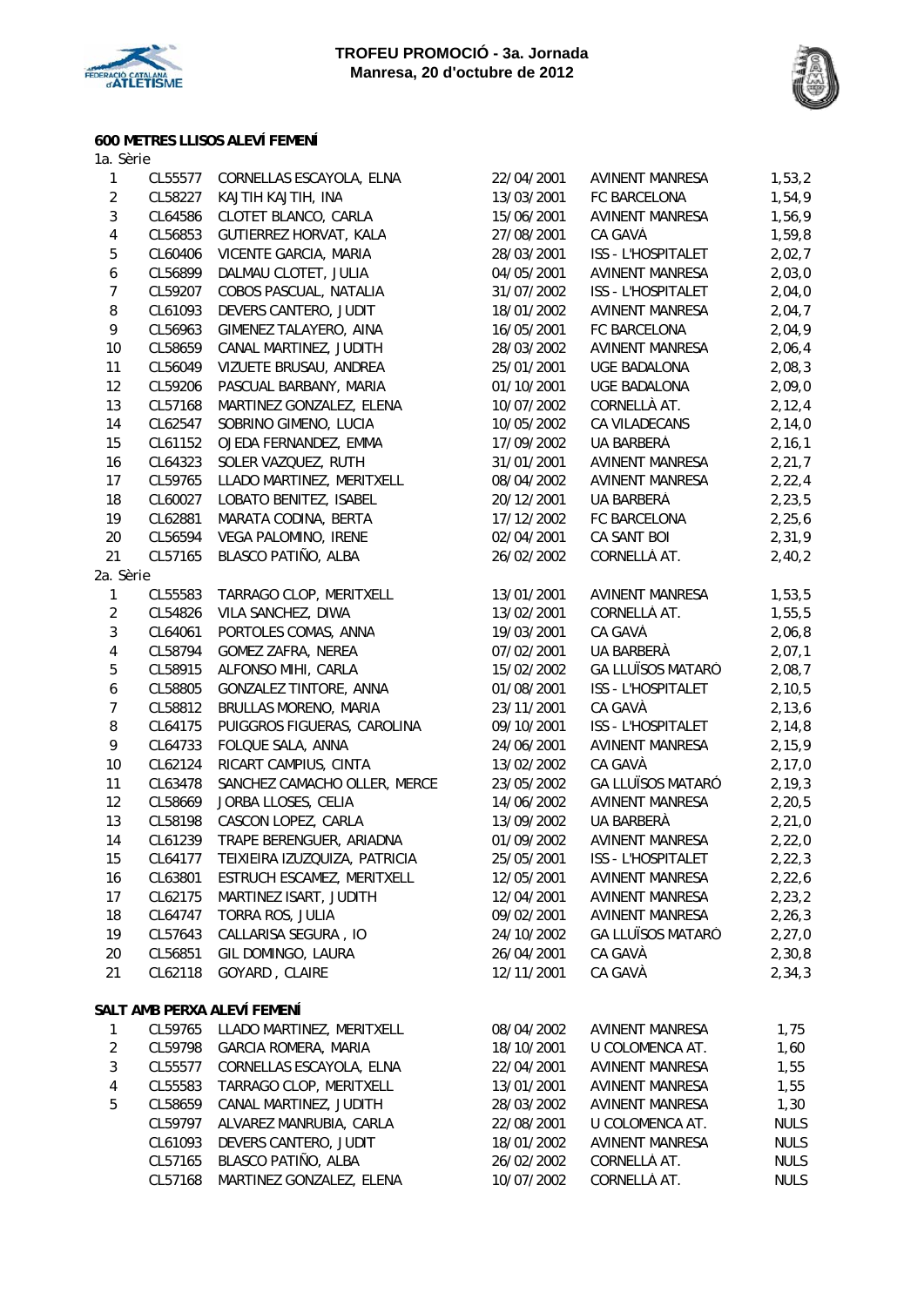**TROFEU PROMOCIÓ - 3a. Jornada**
**Manresa, 20 d'octubre de 2012**

### 600 METRES LLISOS ALEVÍ FEMENÍ

1a. Sèrie

| | | | | | |
|---|---|---|---|---|---|
| 1 | CL55577 | CORNELLAS ESCAYOLA, ELNA | 22/04/2001 | AVINENT MANRESA | 1,53,2 |
| 2 | CL58227 | KAJTIH KAJTIH, INA | 13/03/2001 | FC BARCELONA | 1,54,9 |
| 3 | CL64586 | CLOTET BLANCO, CARLA | 15/06/2001 | AVINENT MANRESA | 1,56,9 |
| 4 | CL56853 | GUTIERREZ HORVAT, KALA | 27/08/2001 | CA GAVÀ | 1,59,8 |
| 5 | CL60406 | VICENTE GARCIA, MARIA | 28/03/2001 | ISS - L'HOSPITALET | 2,02,7 |
| 6 | CL56899 | DALMAU CLOTET, JULIA | 04/05/2001 | AVINENT MANRESA | 2,03,0 |
| 7 | CL59207 | COBOS PASCUAL, NATALIA | 31/07/2002 | ISS - L'HOSPITALET | 2,04,0 |
| 8 | CL61093 | DEVERS CANTERO, JUDIT | 18/01/2002 | AVINENT MANRESA | 2,04,7 |
| 9 | CL56963 | GIMENEZ TALAYERO, AINA | 16/05/2001 | FC BARCELONA | 2,04,9 |
| 10 | CL58659 | CANAL MARTINEZ, JUDITH | 28/03/2002 | AVINENT MANRESA | 2,06,4 |
| 11 | CL56049 | VIZUETE BRUSAU, ANDREA | 25/01/2001 | UGE BADALONA | 2,08,3 |
| 12 | CL59206 | PASCUAL BARBANY, MARIA | 01/10/2001 | UGE BADALONA | 2,09,0 |
| 13 | CL57168 | MARTINEZ GONZALEZ, ELENA | 10/07/2002 | CORNELLÀ AT. | 2,12,4 |
| 14 | CL62547 | SOBRINO GIMENO, LUCIA | 10/05/2002 | CA VILADECANS | 2,14,0 |
| 15 | CL61152 | OJEDA FERNANDEZ, EMMA | 17/09/2002 | UA BARBERÀ | 2,16,1 |
| 16 | CL64323 | SOLER VAZQUEZ, RUTH | 31/01/2001 | AVINENT MANRESA | 2,21,7 |
| 17 | CL59765 | LLADO MARTINEZ, MERITXELL | 08/04/2002 | AVINENT MANRESA | 2,22,4 |
| 18 | CL60027 | LOBATO BENITEZ, ISABEL | 20/12/2001 | UA BARBERÀ | 2,23,5 |
| 19 | CL62881 | MARATA CODINA, BERTA | 17/12/2002 | FC BARCELONA | 2,25,6 |
| 20 | CL56594 | VEGA PALOMINO, IRENE | 02/04/2001 | CA SANT BOI | 2,31,9 |
| 21 | CL57165 | BLASCO PATIÑO, ALBA | 26/02/2002 | CORNELLÀ AT. | 2,40,2 |

2a. Sèrie

| | | | | | |
|---|---|---|---|---|---|
| 1 | CL55583 | TARRAGO CLOP, MERITXELL | 13/01/2001 | AVINENT MANRESA | 1,53,5 |
| 2 | CL54826 | VILA SANCHEZ, DIWA | 13/02/2001 | CORNELLÀ AT. | 1,55,5 |
| 3 | CL64061 | PORTOLES COMAS, ANNA | 19/03/2001 | CA GAVÀ | 2,06,8 |
| 4 | CL58794 | GOMEZ ZAFRA, NEREA | 07/02/2001 | UA BARBERÀ | 2,07,1 |
| 5 | CL58915 | ALFONSO MIHI, CARLA | 15/02/2002 | GA LLUÏSOS MATARÓ | 2,08,7 |
| 6 | CL58805 | GONZALEZ TINTORE, ANNA | 01/08/2001 | ISS - L'HOSPITALET | 2,10,5 |
| 7 | CL58812 | BRULLAS MORENO, MARIA | 23/11/2001 | CA GAVÀ | 2,13,6 |
| 8 | CL64175 | PUIGGROS FIGUERAS, CAROLINA | 09/10/2001 | ISS - L'HOSPITALET | 2,14,8 |
| 9 | CL64733 | FOLQUE SALA, ANNA | 24/06/2001 | AVINENT MANRESA | 2,15,9 |
| 10 | CL62124 | RICART CAMPIUS, CINTA | 13/02/2002 | CA GAVÀ | 2,17,0 |
| 11 | CL63478 | SANCHEZ CAMACHO OLLER, MERCE | 23/05/2002 | GA LLUÏSOS MATARÓ | 2,19,3 |
| 12 | CL58669 | JORBA LLOSES, CELIA | 14/06/2002 | AVINENT MANRESA | 2,20,5 |
| 13 | CL58198 | CASCON LOPEZ, CARLA | 13/09/2002 | UA BARBERÀ | 2,21,0 |
| 14 | CL61239 | TRAPE BERENGUER, ARIADNA | 01/09/2002 | AVINENT MANRESA | 2,22,0 |
| 15 | CL64177 | TEIXIEIRA IZUZQUIZA, PATRICIA | 25/05/2001 | ISS - L'HOSPITALET | 2,22,3 |
| 16 | CL63801 | ESTRUCH ESCAMEZ, MERITXELL | 12/05/2001 | AVINENT MANRESA | 2,22,6 |
| 17 | CL62175 | MARTINEZ ISART, JUDITH | 12/04/2001 | AVINENT MANRESA | 2,23,2 |
| 18 | CL64747 | TORRA ROS, JULIA | 09/02/2001 | AVINENT MANRESA | 2,26,3 |
| 19 | CL57643 | CALLARISA SEGURA , IO | 24/10/2002 | GA LLUÏSOS MATARÓ | 2,27,0 |
| 20 | CL56851 | GIL DOMINGO, LAURA | 26/04/2001 | CA GAVÀ | 2,30,8 |
| 21 | CL62118 | GOYARD , CLAIRE | 12/11/2001 | CA GAVÀ | 2,34,3 |

### SALT AMB PERXA ALEVÍ FEMENÍ

| | | | | | |
|---|---|---|---|---|---|
| 1 | CL59765 | LLADO MARTINEZ, MERITXELL | 08/04/2002 | AVINENT MANRESA | 1,75 |
| 2 | CL59798 | GARCIA ROMERA, MARIA | 18/10/2001 | U COLOMENCA AT. | 1,60 |
| 3 | CL55577 | CORNELLAS ESCAYOLA, ELNA | 22/04/2001 | AVINENT MANRESA | 1,55 |
| 4 | CL55583 | TARRAGO CLOP, MERITXELL | 13/01/2001 | AVINENT MANRESA | 1,55 |
| 5 | CL58659 | CANAL MARTINEZ, JUDITH | 28/03/2002 | AVINENT MANRESA | 1,30 |
| | CL59797 | ALVAREZ MANRUBIA, CARLA | 22/08/2001 | U COLOMENCA AT. | NULS |
| | CL61093 | DEVERS CANTERO, JUDIT | 18/01/2002 | AVINENT MANRESA | NULS |
| | CL57165 | BLASCO PATIÑO, ALBA | 26/02/2002 | CORNELLÀ AT. | NULS |
| | CL57168 | MARTINEZ GONZALEZ, ELENA | 10/07/2002 | CORNELLÀ AT. | NULS |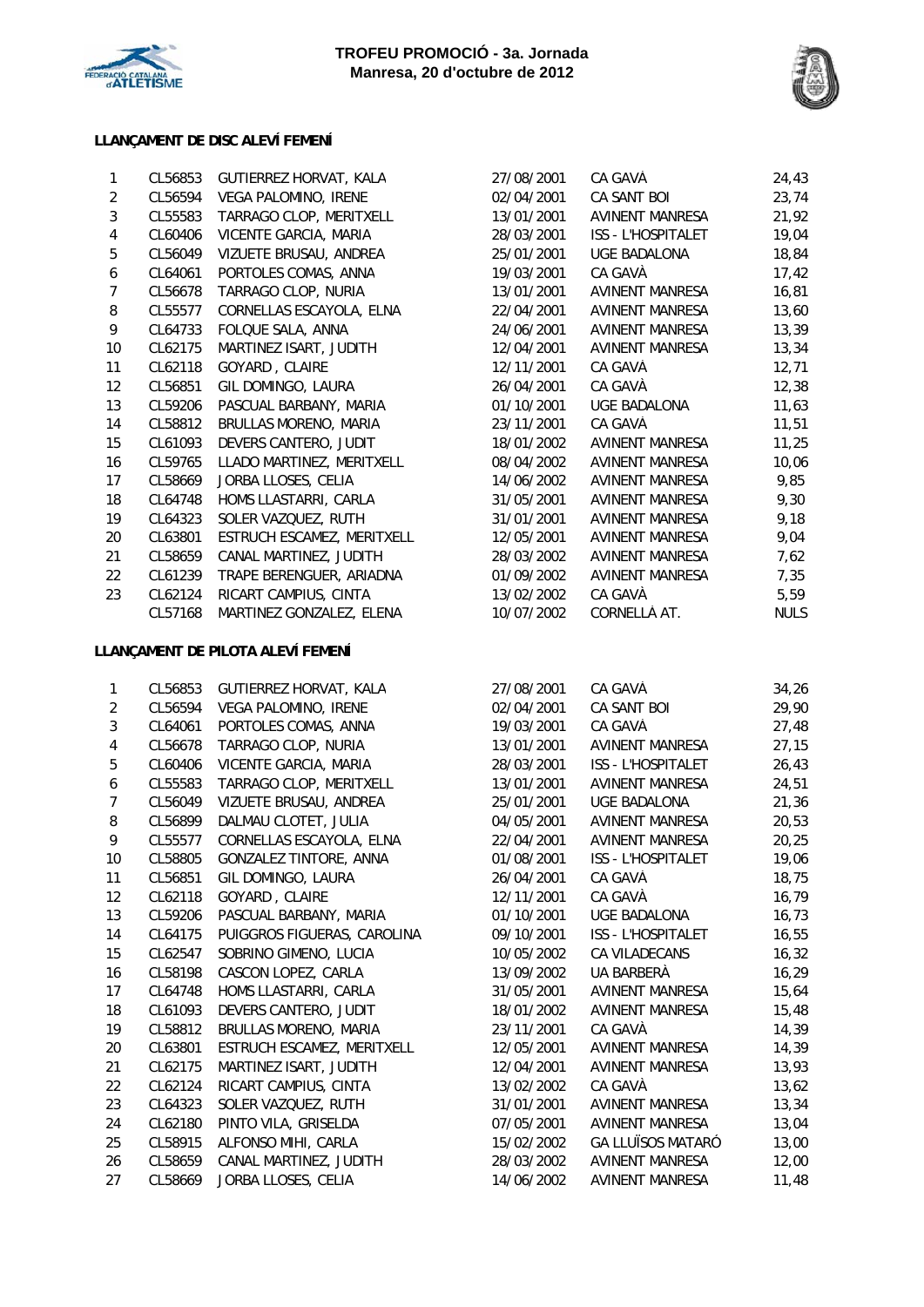**TROFEU PROMOCIÓ - 3a. Jornada**
**Manresa, 20 d'octubre de 2012**

### LLANÇAMENT DE DISC ALEVÍ FEMENÍ

| | | | | | |
|---|---|---|---|---|---|
| 1 | CL56853 | GUTIERREZ HORVAT, KALA | 27/08/2001 | CA GAVÀ | 24,43 |
| 2 | CL56594 | VEGA PALOMINO, IRENE | 02/04/2001 | CA SANT BOI | 23,74 |
| 3 | CL55583 | TARRAGO CLOP, MERITXELL | 13/01/2001 | AVINENT MANRESA | 21,92 |
| 4 | CL60406 | VICENTE GARCIA, MARIA | 28/03/2001 | ISS - L'HOSPITALET | 19,04 |
| 5 | CL56049 | VIZUETE BRUSAU, ANDREA | 25/01/2001 | UGE BADALONA | 18,84 |
| 6 | CL64061 | PORTOLES COMAS, ANNA | 19/03/2001 | CA GAVÀ | 17,42 |
| 7 | CL56678 | TARRAGO CLOP, NURIA | 13/01/2001 | AVINENT MANRESA | 16,81 |
| 8 | CL55577 | CORNELLAS ESCAYOLA, ELNA | 22/04/2001 | AVINENT MANRESA | 13,60 |
| 9 | CL64733 | FOLQUE SALA, ANNA | 24/06/2001 | AVINENT MANRESA | 13,39 |
| 10 | CL62175 | MARTINEZ ISART, JUDITH | 12/04/2001 | AVINENT MANRESA | 13,34 |
| 11 | CL62118 | GOYARD , CLAIRE | 12/11/2001 | CA GAVÀ | 12,71 |
| 12 | CL56851 | GIL DOMINGO, LAURA | 26/04/2001 | CA GAVÀ | 12,38 |
| 13 | CL59206 | PASCUAL BARBANY, MARIA | 01/10/2001 | UGE BADALONA | 11,63 |
| 14 | CL58812 | BRULLAS MORENO, MARIA | 23/11/2001 | CA GAVÀ | 11,51 |
| 15 | CL61093 | DEVERS CANTERO, JUDIT | 18/01/2002 | AVINENT MANRESA | 11,25 |
| 16 | CL59765 | LLADO MARTINEZ, MERITXELL | 08/04/2002 | AVINENT MANRESA | 10,06 |
| 17 | CL58669 | JORBA LLOSES, CELIA | 14/06/2002 | AVINENT MANRESA | 9,85 |
| 18 | CL64748 | HOMS LLASTARRI, CARLA | 31/05/2001 | AVINENT MANRESA | 9,30 |
| 19 | CL64323 | SOLER VAZQUEZ, RUTH | 31/01/2001 | AVINENT MANRESA | 9,18 |
| 20 | CL63801 | ESTRUCH ESCAMEZ, MERITXELL | 12/05/2001 | AVINENT MANRESA | 9,04 |
| 21 | CL58659 | CANAL MARTINEZ, JUDITH | 28/03/2002 | AVINENT MANRESA | 7,62 |
| 22 | CL61239 | TRAPE BERENGUER, ARIADNA | 01/09/2002 | AVINENT MANRESA | 7,35 |
| 23 | CL62124 | RICART CAMPIUS, CINTA | 13/02/2002 | CA GAVÀ | 5,59 |
| | CL57168 | MARTINEZ GONZALEZ, ELENA | 10/07/2002 | CORNELLÀ AT. | NULS |

### LLANÇAMENT DE PILOTA ALEVÍ FEMENÍ

| | | | | | |
|---|---|---|---|---|---|
| 1 | CL56853 | GUTIERREZ HORVAT, KALA | 27/08/2001 | CA GAVÀ | 34,26 |
| 2 | CL56594 | VEGA PALOMINO, IRENE | 02/04/2001 | CA SANT BOI | 29,90 |
| 3 | CL64061 | PORTOLES COMAS, ANNA | 19/03/2001 | CA GAVÀ | 27,48 |
| 4 | CL56678 | TARRAGO CLOP, NURIA | 13/01/2001 | AVINENT MANRESA | 27,15 |
| 5 | CL60406 | VICENTE GARCIA, MARIA | 28/03/2001 | ISS - L'HOSPITALET | 26,43 |
| 6 | CL55583 | TARRAGO CLOP, MERITXELL | 13/01/2001 | AVINENT MANRESA | 24,51 |
| 7 | CL56049 | VIZUETE BRUSAU, ANDREA | 25/01/2001 | UGE BADALONA | 21,36 |
| 8 | CL56899 | DALMAU CLOTET, JULIA | 04/05/2001 | AVINENT MANRESA | 20,53 |
| 9 | CL55577 | CORNELLAS ESCAYOLA, ELNA | 22/04/2001 | AVINENT MANRESA | 20,25 |
| 10 | CL58805 | GONZALEZ TINTORE, ANNA | 01/08/2001 | ISS - L'HOSPITALET | 19,06 |
| 11 | CL56851 | GIL DOMINGO, LAURA | 26/04/2001 | CA GAVÀ | 18,75 |
| 12 | CL62118 | GOYARD , CLAIRE | 12/11/2001 | CA GAVÀ | 16,79 |
| 13 | CL59206 | PASCUAL BARBANY, MARIA | 01/10/2001 | UGE BADALONA | 16,73 |
| 14 | CL64175 | PUIGGROS FIGUERAS, CAROLINA | 09/10/2001 | ISS - L'HOSPITALET | 16,55 |
| 15 | CL62547 | SOBRINO GIMENO, LUCIA | 10/05/2002 | CA VILADECANS | 16,32 |
| 16 | CL58198 | CASCON LOPEZ, CARLA | 13/09/2002 | UA BARBERÀ | 16,29 |
| 17 | CL64748 | HOMS LLASTARRI, CARLA | 31/05/2001 | AVINENT MANRESA | 15,64 |
| 18 | CL61093 | DEVERS CANTERO, JUDIT | 18/01/2002 | AVINENT MANRESA | 15,48 |
| 19 | CL58812 | BRULLAS MORENO, MARIA | 23/11/2001 | CA GAVÀ | 14,39 |
| 20 | CL63801 | ESTRUCH ESCAMEZ, MERITXELL | 12/05/2001 | AVINENT MANRESA | 14,39 |
| 21 | CL62175 | MARTINEZ ISART, JUDITH | 12/04/2001 | AVINENT MANRESA | 13,93 |
| 22 | CL62124 | RICART CAMPIUS, CINTA | 13/02/2002 | CA GAVÀ | 13,62 |
| 23 | CL64323 | SOLER VAZQUEZ, RUTH | 31/01/2001 | AVINENT MANRESA | 13,34 |
| 24 | CL62180 | PINTO VILA, GRISELDA | 07/05/2001 | AVINENT MANRESA | 13,04 |
| 25 | CL58915 | ALFONSO MIHI, CARLA | 15/02/2002 | GA LLUÏSOS MATARÓ | 13,00 |
| 26 | CL58659 | CANAL MARTINEZ, JUDITH | 28/03/2002 | AVINENT MANRESA | 12,00 |
| 27 | CL58669 | JORBA LLOSES, CELIA | 14/06/2002 | AVINENT MANRESA | 11,48 |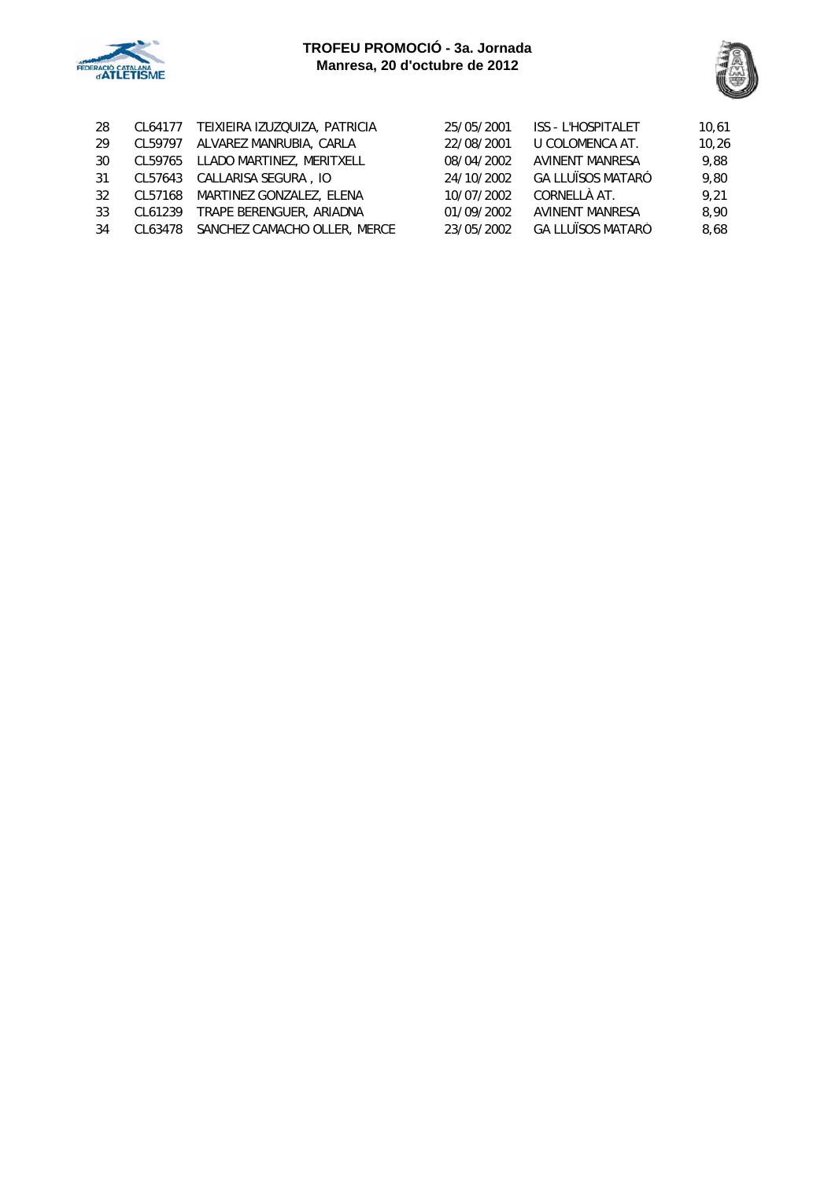| | | | | | |
|---|---|---|---|---|---|
| 28 | CL64177 | TEIXIEIRA IZUZQUIZA, PATRICIA | 25/05/2001 | ISS - L'HOSPITALET | 10,61 |
| 29 | CL59797 | ALVAREZ MANRUBIA, CARLA | 22/08/2001 | U COLOMENCA AT. | 10,26 |
| 30 | CL59765 | LLADO MARTINEZ, MERITXELL | 08/04/2002 | AVINENT MANRESA | 9,88 |
| 31 | CL57643 | CALLARISA SEGURA , IO | 24/10/2002 | GA LLUÏSOS MATARÓ | 9,80 |
| 32 | CL57168 | MARTINEZ GONZALEZ, ELENA | 10/07/2002 | CORNELLÀ AT. | 9,21 |
| 33 | CL61239 | TRAPE BERENGUER, ARIADNA | 01/09/2002 | AVINENT MANRESA | 8,90 |
| 34 | CL63478 | SANCHEZ CAMACHO OLLER, MERCE | 23/05/2002 | GA LLUÏSOS MATARÓ | 8,68 |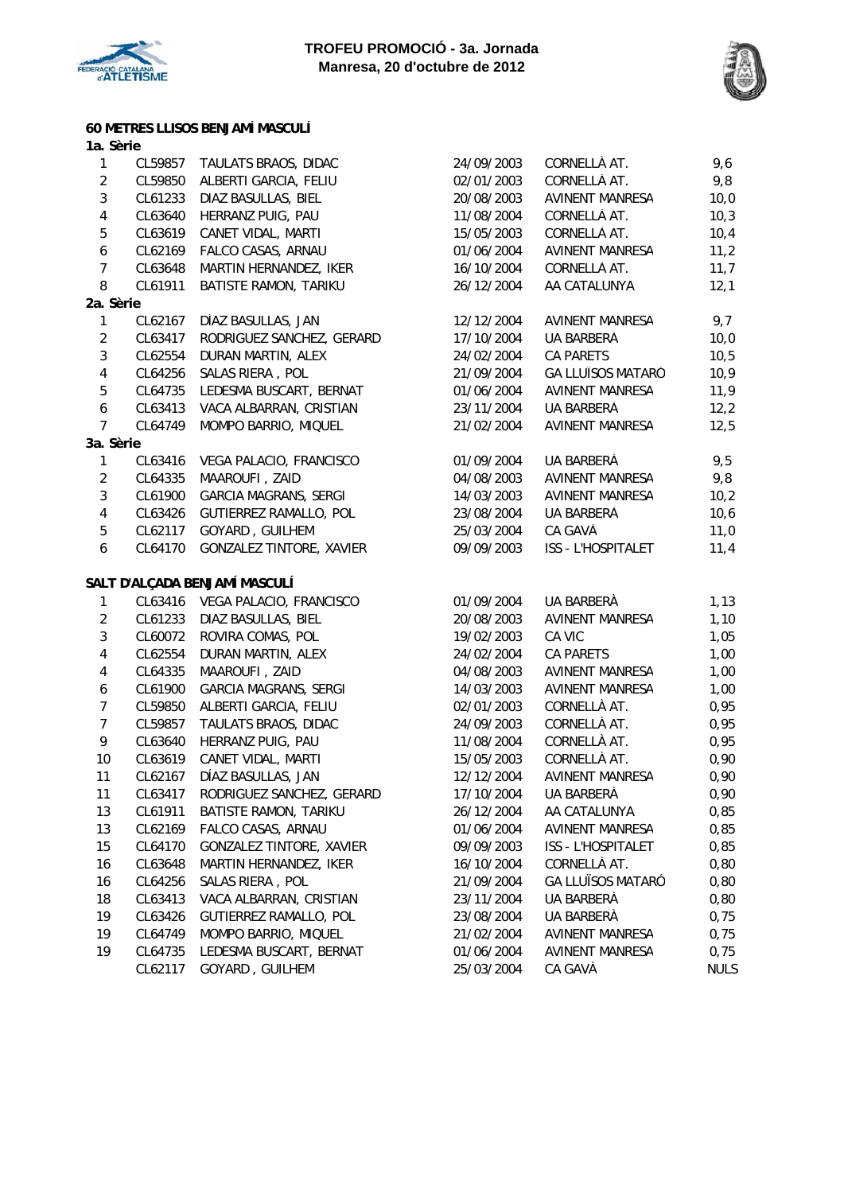**TROFEU PROMOCIÓ - 3a. Jornada**
**Manresa, 20 d'octubre de 2012**

### 60 METRES LLISOS BENJAMÍ MASCULÍ

**1a. Sèrie**

| | | | | | |
|---|---|---|---|---|---|
| 1 | CL59857 | TAULATS BRAOS, DIDAC | 24/09/2003 | CORNELLÀ AT. | 9,6 |
| 2 | CL59850 | ALBERTI GARCIA, FELIU | 02/01/2003 | CORNELLÀ AT. | 9,8 |
| 3 | CL61233 | DIAZ BASULLAS, BIEL | 20/08/2003 | AVINENT MANRESA | 10,0 |
| 4 | CL63640 | HERRANZ PUIG, PAU | 11/08/2004 | CORNELLÀ AT. | 10,3 |
| 5 | CL63619 | CANET VIDAL, MARTI | 15/05/2003 | CORNELLÀ AT. | 10,4 |
| 6 | CL62169 | FALCO CASAS, ARNAU | 01/06/2004 | AVINENT MANRESA | 11,2 |
| 7 | CL63648 | MARTIN HERNANDEZ, IKER | 16/10/2004 | CORNELLÀ AT. | 11,7 |
| 8 | CL61911 | BATISTE RAMON, TARIKU | 26/12/2004 | AA CATALUNYA | 12,1 |

**2a. Sèrie**

| | | | | | |
|---|---|---|---|---|---|
| 1 | CL62167 | DÍAZ BASULLAS, JAN | 12/12/2004 | AVINENT MANRESA | 9,7 |
| 2 | CL63417 | RODRIGUEZ SANCHEZ, GERARD | 17/10/2004 | UA BARBERÀ | 10,0 |
| 3 | CL62554 | DURAN MARTIN, ALEX | 24/02/2004 | CA PARETS | 10,5 |
| 4 | CL64256 | SALAS RIERA , POL | 21/09/2004 | GA LLUÏSOS MATARÓ | 10,9 |
| 5 | CL64735 | LEDESMA BUSCART, BERNAT | 01/06/2004 | AVINENT MANRESA | 11,9 |
| 6 | CL63413 | VACA ALBARRAN, CRISTIAN | 23/11/2004 | UA BARBERÀ | 12,2 |
| 7 | CL64749 | MOMPO BARRIO, MIQUEL | 21/02/2004 | AVINENT MANRESA | 12,5 |

**3a. Sèrie**

| | | | | | |
|---|---|---|---|---|---|
| 1 | CL63416 | VEGA PALACIO, FRANCISCO | 01/09/2004 | UA BARBERÀ | 9,5 |
| 2 | CL64335 | MAAROUFI , ZAID | 04/08/2003 | AVINENT MANRESA | 9,8 |
| 3 | CL61900 | GARCIA MAGRANS, SERGI | 14/03/2003 | AVINENT MANRESA | 10,2 |
| 4 | CL63426 | GUTIERREZ RAMALLO, POL | 23/08/2004 | UA BARBERÀ | 10,6 |
| 5 | CL62117 | GOYARD , GUILHEM | 25/03/2004 | CA GAVÀ | 11,0 |
| 6 | CL64170 | GONZALEZ TINTORE, XAVIER | 09/09/2003 | ISS - L'HOSPITALET | 11,4 |

### SALT D'ALÇADA BENJAMÍ MASCULÍ

| | | | | | |
|---|---|---|---|---|---|
| 1 | CL63416 | VEGA PALACIO, FRANCISCO | 01/09/2004 | UA BARBERÀ | 1,13 |
| 2 | CL61233 | DIAZ BASULLAS, BIEL | 20/08/2003 | AVINENT MANRESA | 1,10 |
| 3 | CL60072 | ROVIRA COMAS, POL | 19/02/2003 | CA VIC | 1,05 |
| 4 | CL62554 | DURAN MARTIN, ALEX | 24/02/2004 | CA PARETS | 1,00 |
| 4 | CL64335 | MAAROUFI , ZAID | 04/08/2003 | AVINENT MANRESA | 1,00 |
| 6 | CL61900 | GARCIA MAGRANS, SERGI | 14/03/2003 | AVINENT MANRESA | 1,00 |
| 7 | CL59850 | ALBERTI GARCIA, FELIU | 02/01/2003 | CORNELLÀ AT. | 0,95 |
| 7 | CL59857 | TAULATS BRAOS, DIDAC | 24/09/2003 | CORNELLÀ AT. | 0,95 |
| 9 | CL63640 | HERRANZ PUIG, PAU | 11/08/2004 | CORNELLÀ AT. | 0,95 |
| 10 | CL63619 | CANET VIDAL, MARTI | 15/05/2003 | CORNELLÀ AT. | 0,90 |
| 11 | CL62167 | DÍAZ BASULLAS, JAN | 12/12/2004 | AVINENT MANRESA | 0,90 |
| 11 | CL63417 | RODRIGUEZ SANCHEZ, GERARD | 17/10/2004 | UA BARBERÀ | 0,90 |
| 13 | CL61911 | BATISTE RAMON, TARIKU | 26/12/2004 | AA CATALUNYA | 0,85 |
| 13 | CL62169 | FALCO CASAS, ARNAU | 01/06/2004 | AVINENT MANRESA | 0,85 |
| 15 | CL64170 | GONZALEZ TINTORE, XAVIER | 09/09/2003 | ISS - L'HOSPITALET | 0,85 |
| 16 | CL63648 | MARTIN HERNANDEZ, IKER | 16/10/2004 | CORNELLÀ AT. | 0,80 |
| 16 | CL64256 | SALAS RIERA , POL | 21/09/2004 | GA LLUÏSOS MATARÓ | 0,80 |
| 18 | CL63413 | VACA ALBARRAN, CRISTIAN | 23/11/2004 | UA BARBERÀ | 0,80 |
| 19 | CL63426 | GUTIERREZ RAMALLO, POL | 23/08/2004 | UA BARBERÀ | 0,75 |
| 19 | CL64749 | MOMPO BARRIO, MIQUEL | 21/02/2004 | AVINENT MANRESA | 0,75 |
| 19 | CL64735 | LEDESMA BUSCART, BERNAT | 01/06/2004 | AVINENT MANRESA | 0,75 |
| | CL62117 | GOYARD , GUILHEM | 25/03/2004 | CA GAVÀ | NULS |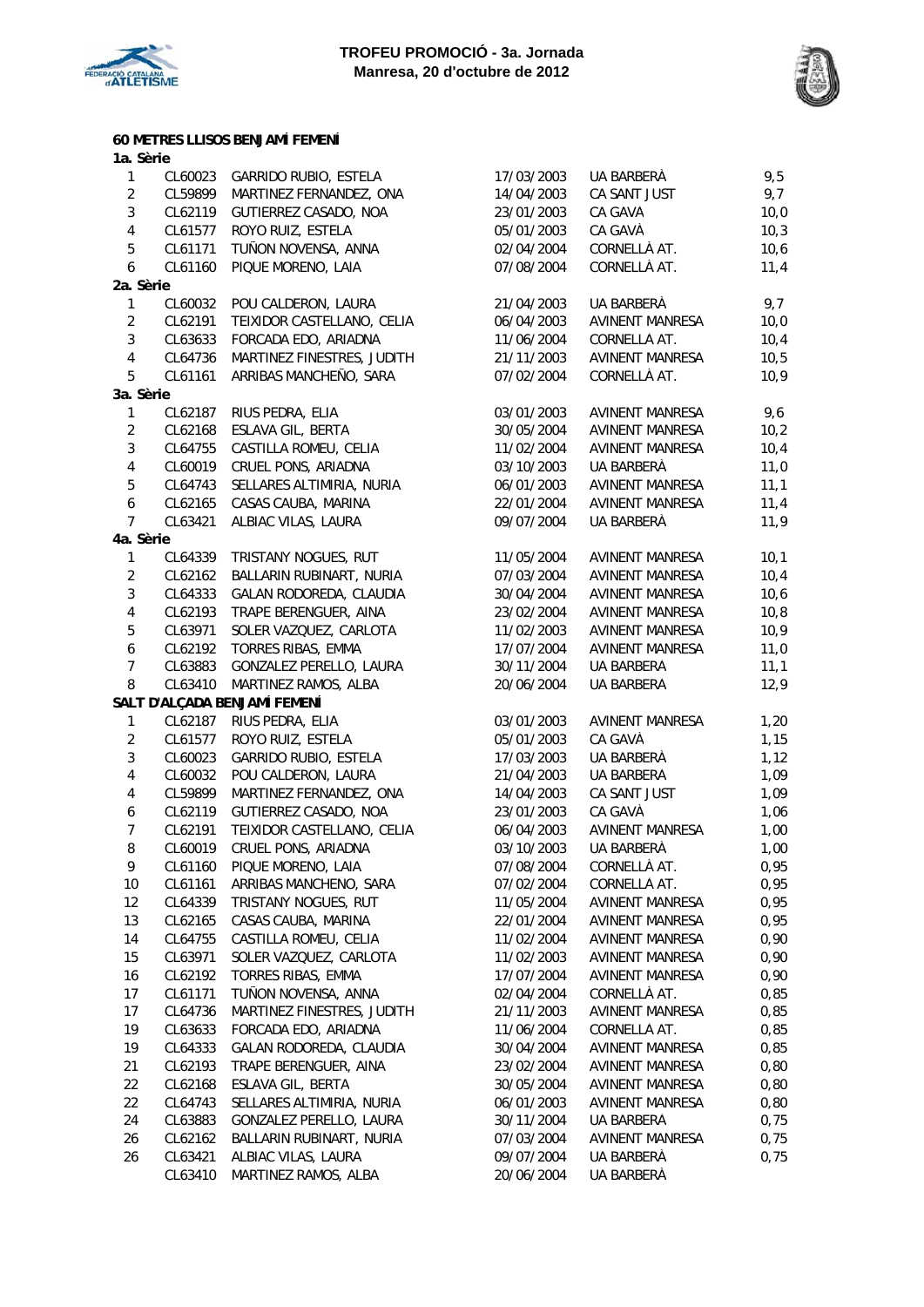# TROFEU PROMOCIÓ - 3a. Jornada
## Manresa, 20 d'octubre de 2012

### 60 METRES LLISOS BENJAMÍ FEMENÍ

**1a. Sèrie**

| | | | | | |
|---|---|---|---|---|---|
| 1 | CL60023 | GARRIDO RUBIO, ESTELA | 17/03/2003 | UA BARBERÀ | 9,5 |
| 2 | CL59899 | MARTINEZ FERNANDEZ, ONA | 14/04/2003 | CA SANT JUST | 9,7 |
| 3 | CL62119 | GUTIERREZ CASADO, NOA | 23/01/2003 | CA GAVÀ | 10,0 |
| 4 | CL61577 | ROYO RUIZ, ESTELA | 05/01/2003 | CA GAVÀ | 10,3 |
| 5 | CL61171 | TUÑON NOVENSA, ANNA | 02/04/2004 | CORNELLÀ AT. | 10,6 |
| 6 | CL61160 | PIQUE MORENO, LAIA | 07/08/2004 | CORNELLÀ AT. | 11,4 |

**2a. Sèrie**

| | | | | | |
|---|---|---|---|---|---|
| 1 | CL60032 | POU CALDERON, LAURA | 21/04/2003 | UA BARBERÀ | 9,7 |
| 2 | CL62191 | TEIXIDOR CASTELLANO, CELIA | 06/04/2003 | AVINENT MANRESA | 10,0 |
| 3 | CL63633 | FORCADA EDO, ARIADNA | 11/06/2004 | CORNELLA AT. | 10,4 |
| 4 | CL64736 | MARTINEZ FINESTRES, JUDITH | 21/11/2003 | AVINENT MANRESA | 10,5 |
| 5 | CL61161 | ARRIBAS MANCHEÑO, SARA | 07/02/2004 | CORNELLÀ AT. | 10,9 |

**3a. Sèrie**

| | | | | | |
|---|---|---|---|---|---|
| 1 | CL62187 | RIUS PEDRA, ELIA | 03/01/2003 | AVINENT MANRESA | 9,6 |
| 2 | CL62168 | ESLAVA GIL, BERTA | 30/05/2004 | AVINENT MANRESA | 10,2 |
| 3 | CL64755 | CASTILLA ROMEU, CELIA | 11/02/2004 | AVINENT MANRESA | 10,4 |
| 4 | CL60019 | CRUEL PONS, ARIADNA | 03/10/2003 | UA BARBERÀ | 11,0 |
| 5 | CL64743 | SELLARES ALTIMIRIA, NURIA | 06/01/2003 | AVINENT MANRESA | 11,1 |
| 6 | CL62165 | CASAS CAUBA, MARINA | 22/01/2004 | AVINENT MANRESA | 11,4 |
| 7 | CL63421 | ALBIAC VILAS, LAURA | 09/07/2004 | UA BARBERÀ | 11,9 |

**4a. Sèrie**

| | | | | | |
|---|---|---|---|---|---|
| 1 | CL64339 | TRISTANY NOGUES, RUT | 11/05/2004 | AVINENT MANRESA | 10,1 |
| 2 | CL62162 | BALLARIN RUBINART, NURIA | 07/03/2004 | AVINENT MANRESA | 10,4 |
| 3 | CL64333 | GALAN RODOREDA, CLAUDIA | 30/04/2004 | AVINENT MANRESA | 10,6 |
| 4 | CL62193 | TRAPE BERENGUER, AINA | 23/02/2004 | AVINENT MANRESA | 10,8 |
| 5 | CL63971 | SOLER VAZQUEZ, CARLOTA | 11/02/2003 | AVINENT MANRESA | 10,9 |
| 6 | CL62192 | TORRES RIBAS, EMMA | 17/07/2004 | AVINENT MANRESA | 11,0 |
| 7 | CL63883 | GONZALEZ PERELLO, LAURA | 30/11/2004 | UA BARBERA | 11,1 |
| 8 | CL63410 | MARTINEZ RAMOS, ALBA | 20/06/2004 | UA BARBERÀ | 12,9 |

### SALT D'ALÇADA BENJAMÍ FEMENÍ

| | | | | | |
|---|---|---|---|---|---|
| 1 | CL62187 | RIUS PEDRA, ELIA | 03/01/2003 | AVINENT MANRESA | 1,20 |
| 2 | CL61577 | ROYO RUIZ, ESTELA | 05/01/2003 | CA GAVÀ | 1,15 |
| 3 | CL60023 | GARRIDO RUBIO, ESTELA | 17/03/2003 | UA BARBERÀ | 1,12 |
| 4 | CL60032 | POU CALDERON, LAURA | 21/04/2003 | UA BARBERA | 1,09 |
| 4 | CL59899 | MARTINEZ FERNANDEZ, ONA | 14/04/2003 | CA SANT JUST | 1,09 |
| 6 | CL62119 | GUTIERREZ CASADO, NOA | 23/01/2003 | CA GAVÀ | 1,06 |
| 7 | CL62191 | TEIXIDOR CASTELLANO, CELIA | 06/04/2003 | AVINENT MANRESA | 1,00 |
| 8 | CL60019 | CRUEL PONS, ARIADNA | 03/10/2003 | UA BARBERÀ | 1,00 |
| 9 | CL61160 | PIQUE MORENO, LAIA | 07/08/2004 | CORNELLÀ AT. | 0,95 |
| 10 | CL61161 | ARRIBAS MANCHEÑO, SARA | 07/02/2004 | CORNELLÀ AT. | 0,95 |
| 12 | CL64339 | TRISTANY NOGUES, RUT | 11/05/2004 | AVINENT MANRESA | 0,95 |
| 13 | CL62165 | CASAS CAUBA, MARINA | 22/01/2004 | AVINENT MANRESA | 0,95 |
| 14 | CL64755 | CASTILLA ROMEU, CELIA | 11/02/2004 | AVINENT MANRESA | 0,90 |
| 15 | CL63971 | SOLER VAZQUEZ, CARLOTA | 11/02/2003 | AVINENT MANRESA | 0,90 |
| 16 | CL62192 | TORRES RIBAS, EMMA | 17/07/2004 | AVINENT MANRESA | 0,90 |
| 17 | CL61171 | TUÑON NOVENSA, ANNA | 02/04/2004 | CORNELLÀ AT. | 0,85 |
| 17 | CL64736 | MARTINEZ FINESTRES, JUDITH | 21/11/2003 | AVINENT MANRESA | 0,85 |
| 19 | CL63633 | FORCADA EDO, ARIADNA | 11/06/2004 | CORNELLA AT. | 0,85 |
| 19 | CL64333 | GALAN RODOREDA, CLAUDIA | 30/04/2004 | AVINENT MANRESA | 0,85 |
| 21 | CL62193 | TRAPE BERENGUER, AINA | 23/02/2004 | AVINENT MANRESA | 0,80 |
| 22 | CL62168 | ESLAVA GIL, BERTA | 30/05/2004 | AVINENT MANRESA | 0,80 |
| 22 | CL64743 | SELLARES ALTIMIRIA, NURIA | 06/01/2003 | AVINENT MANRESA | 0,80 |
| 24 | CL63883 | GONZALEZ PERELLO, LAURA | 30/11/2004 | UA BARBERA | 0,75 |
| 26 | CL62162 | BALLARIN RUBINART, NURIA | 07/03/2004 | AVINENT MANRESA | 0,75 |
| 26 | CL63421 | ALBIAC VILAS, LAURA | 09/07/2004 | UA BARBERÀ | 0,75 |
| | CL63410 | MARTINEZ RAMOS, ALBA | 20/06/2004 | UA BARBERÀ | |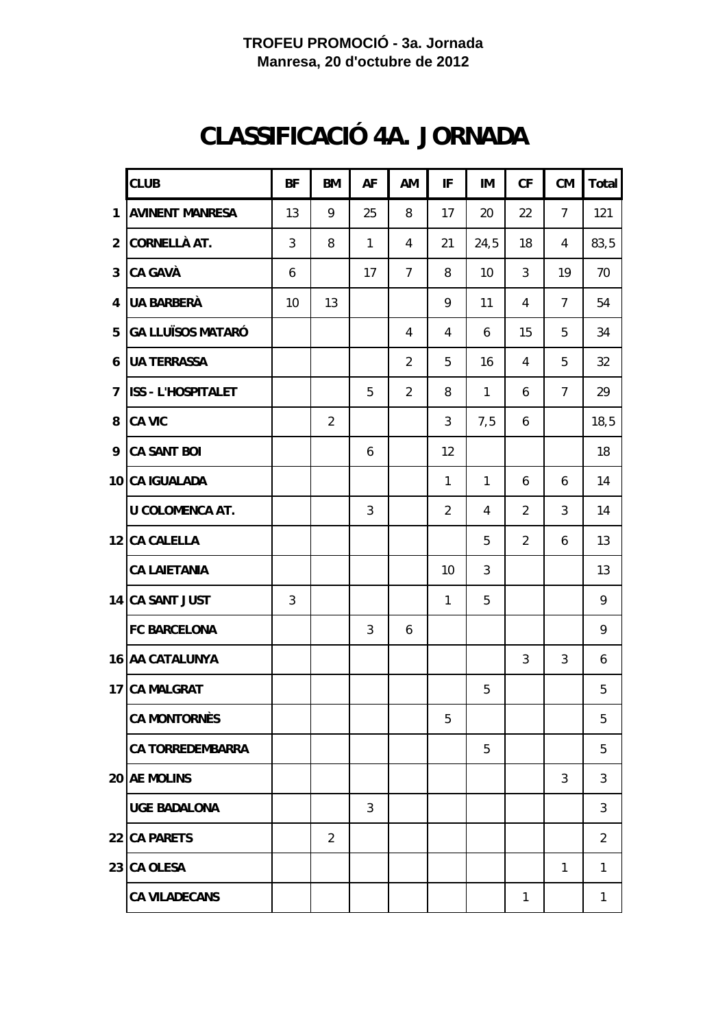**TROFEU PROMOCIÓ - 3a. Jornada**
**Manresa, 20 d'octubre de 2012**

# CLASSIFICACIÓ 4A. JORNADA

| | CLUB | BF | BM | AF | AM | IF | IM | CF | CM | Total |
|---|---|---|---|---|---|---|---|---|---|---|
| 1 | AVINENT MANRESA | 13 | 9 | 25 | 8 | 17 | 20 | 22 | 7 | 121 |
| 2 | CORNELLÀ AT. | 3 | 8 | 1 | 4 | 21 | 24,5 | 18 | 4 | 83,5 |
| 3 | CA GAVÀ | 6 | | 17 | 7 | 8 | 10 | 3 | 19 | 70 |
| 4 | UA BARBERÀ | 10 | 13 | | | 9 | 11 | 4 | 7 | 54 |
| 5 | GA LLUÏSOS MATARÓ | | | | 4 | 4 | 6 | 15 | 5 | 34 |
| 6 | UA TERRASSA | | | | 2 | 5 | 16 | 4 | 5 | 32 |
| 7 | ISS - L'HOSPITALET | | | 5 | 2 | 8 | 1 | 6 | 7 | 29 |
| 8 | CA VIC | | 2 | | | 3 | 7,5 | 6 | | 18,5 |
| 9 | CA SANT BOI | | | 6 | | 12 | | | | 18 |
| 10 | CA IGUALADA | | | | | 1 | 1 | 6 | 6 | 14 |
| | U COLOMENCA AT. | | | 3 | | 2 | 4 | 2 | 3 | 14 |
| 12 | CA CALELLA | | | | | | 5 | 2 | 6 | 13 |
| | CA LAIETANIA | | | | | 10 | 3 | | | 13 |
| 14 | CA SANT JUST | 3 | | | | 1 | 5 | | | 9 |
| | FC BARCELONA | | | 3 | 6 | | | | | 9 |
| 16 | AA CATALUNYA | | | | | | | 3 | 3 | 6 |
| 17 | CA MALGRAT | | | | | | 5 | | | 5 |
| | CA MONTORNÈS | | | | | 5 | | | | 5 |
| | CA TORREDEMBARRA | | | | | | 5 | | | 5 |
| 20 | AE MOLINS | | | | | | | | 3 | 3 |
| | UGE BADALONA | | | 3 | | | | | | 3 |
| 22 | CA PARETS | | 2 | | | | | | | 2 |
| 23 | CA OLESA | | | | | | | | 1 | 1 |
| | CA VILADECANS | | | | | | | 1 | | 1 |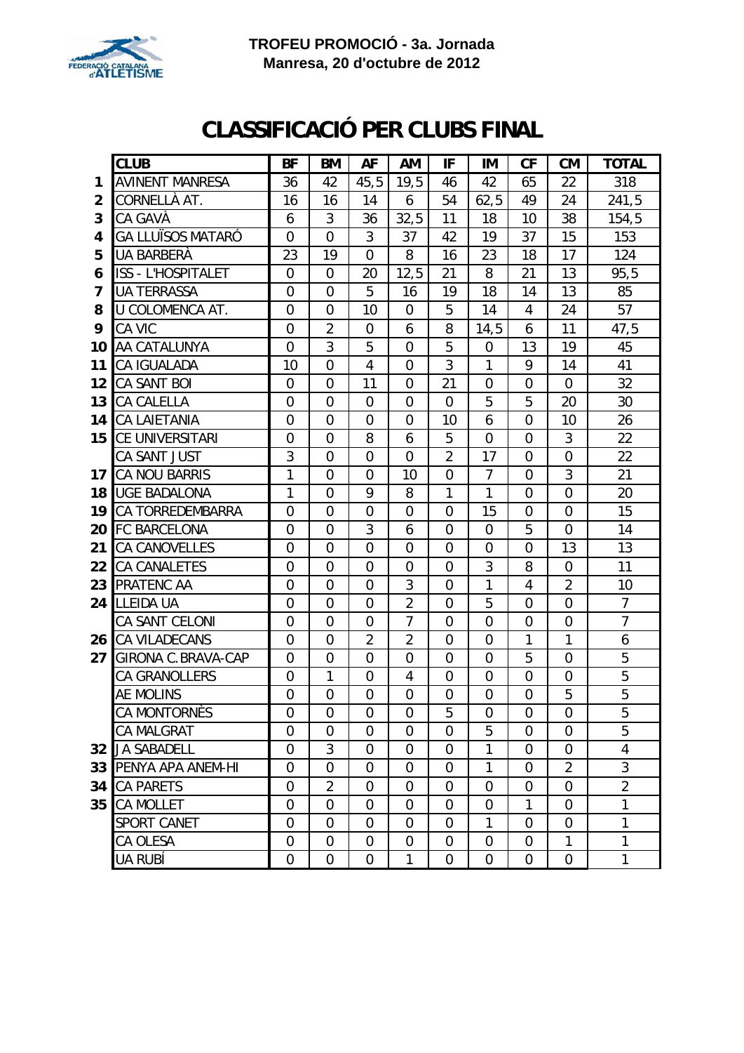**TROFEU PROMOCIÓ - 3a. Jornada**
**Manresa, 20 d'octubre de 2012**

# CLASSIFICACIÓ PER CLUBS FINAL

| | CLUB | BF | BM | AF | AM | IF | IM | CF | CM | TOTAL |
|---|---|---|---|---|---|---|---|---|---|---|
| 1 | AVINENT MANRESA | 36 | 42 | 45,5 | 19,5 | 46 | 42 | 65 | 22 | 318 |
| 2 | CORNELLÀ AT. | 16 | 16 | 14 | 6 | 54 | 62,5 | 49 | 24 | 241,5 |
| 3 | CA GAVÀ | 6 | 3 | 36 | 32,5 | 11 | 18 | 10 | 38 | 154,5 |
| 4 | GA LLUÏSOS MATARÓ | 0 | 0 | 3 | 37 | 42 | 19 | 37 | 15 | 153 |
| 5 | UA BARBERÀ | 23 | 19 | 0 | 8 | 16 | 23 | 18 | 17 | 124 |
| 6 | ISS - L'HOSPITALET | 0 | 0 | 20 | 12,5 | 21 | 8 | 21 | 13 | 95,5 |
| 7 | UA TERRASSA | 0 | 0 | 5 | 16 | 19 | 18 | 14 | 13 | 85 |
| 8 | U COLOMENCA AT. | 0 | 0 | 10 | 0 | 5 | 14 | 4 | 24 | 57 |
| 9 | CA VIC | 0 | 2 | 0 | 6 | 8 | 14,5 | 6 | 11 | 47,5 |
| 10 | AA CATALUNYA | 0 | 3 | 5 | 0 | 5 | 0 | 13 | 19 | 45 |
| 11 | CA IGUALADA | 10 | 0 | 4 | 0 | 3 | 1 | 9 | 14 | 41 |
| 12 | CA SANT BOI | 0 | 0 | 11 | 0 | 21 | 0 | 0 | 0 | 32 |
| 13 | CA CALELLA | 0 | 0 | 0 | 0 | 0 | 5 | 5 | 20 | 30 |
| 14 | CA LAIETANIA | 0 | 0 | 0 | 0 | 10 | 6 | 0 | 10 | 26 |
| 15 | CE UNIVERSITARI | 0 | 0 | 8 | 6 | 5 | 0 | 0 | 3 | 22 |
| | CA SANT JUST | 3 | 0 | 0 | 0 | 2 | 17 | 0 | 0 | 22 |
| 17 | CA NOU BARRIS | 1 | 0 | 0 | 10 | 0 | 7 | 0 | 3 | 21 |
| 18 | UGE BADALONA | 1 | 0 | 9 | 8 | 1 | 1 | 0 | 0 | 20 |
| 19 | CA TORREDEMBARRA | 0 | 0 | 0 | 0 | 0 | 15 | 0 | 0 | 15 |
| 20 | FC BARCELONA | 0 | 0 | 3 | 6 | 0 | 0 | 5 | 0 | 14 |
| 21 | CA CANOVELLES | 0 | 0 | 0 | 0 | 0 | 0 | 0 | 13 | 13 |
| 22 | CA CANALETES | 0 | 0 | 0 | 0 | 0 | 3 | 8 | 0 | 11 |
| 23 | PRATENC AA | 0 | 0 | 0 | 3 | 0 | 1 | 4 | 2 | 10 |
| 24 | LLEIDA UA | 0 | 0 | 0 | 2 | 0 | 5 | 0 | 0 | 7 |
| | CA SANT CELONI | 0 | 0 | 0 | 7 | 0 | 0 | 0 | 0 | 7 |
| 26 | CA VILADECANS | 0 | 0 | 2 | 2 | 0 | 0 | 1 | 1 | 6 |
| 27 | GIRONA C. BRAVA-CAP | 0 | 0 | 0 | 0 | 0 | 0 | 5 | 0 | 5 |
| | CA GRANOLLERS | 0 | 1 | 0 | 4 | 0 | 0 | 0 | 0 | 5 |
| | AE MOLINS | 0 | 0 | 0 | 0 | 0 | 0 | 0 | 5 | 5 |
| | CA MONTORNÈS | 0 | 0 | 0 | 0 | 5 | 0 | 0 | 0 | 5 |
| | CA MALGRAT | 0 | 0 | 0 | 0 | 0 | 5 | 0 | 0 | 5 |
| 32 | JA SABADELL | 0 | 3 | 0 | 0 | 0 | 1 | 0 | 0 | 4 |
| 33 | PENYA APA ANEM-HI | 0 | 0 | 0 | 0 | 0 | 1 | 0 | 2 | 3 |
| 34 | CA PARETS | 0 | 2 | 0 | 0 | 0 | 0 | 0 | 0 | 2 |
| 35 | CA MOLLET | 0 | 0 | 0 | 0 | 0 | 0 | 1 | 0 | 1 |
| | SPORT CANET | 0 | 0 | 0 | 0 | 0 | 1 | 0 | 0 | 1 |
| | CA OLESA | 0 | 0 | 0 | 0 | 0 | 0 | 0 | 1 | 1 |
| | UA RUBÍ | 0 | 0 | 0 | 1 | 0 | 0 | 0 | 0 | 1 |